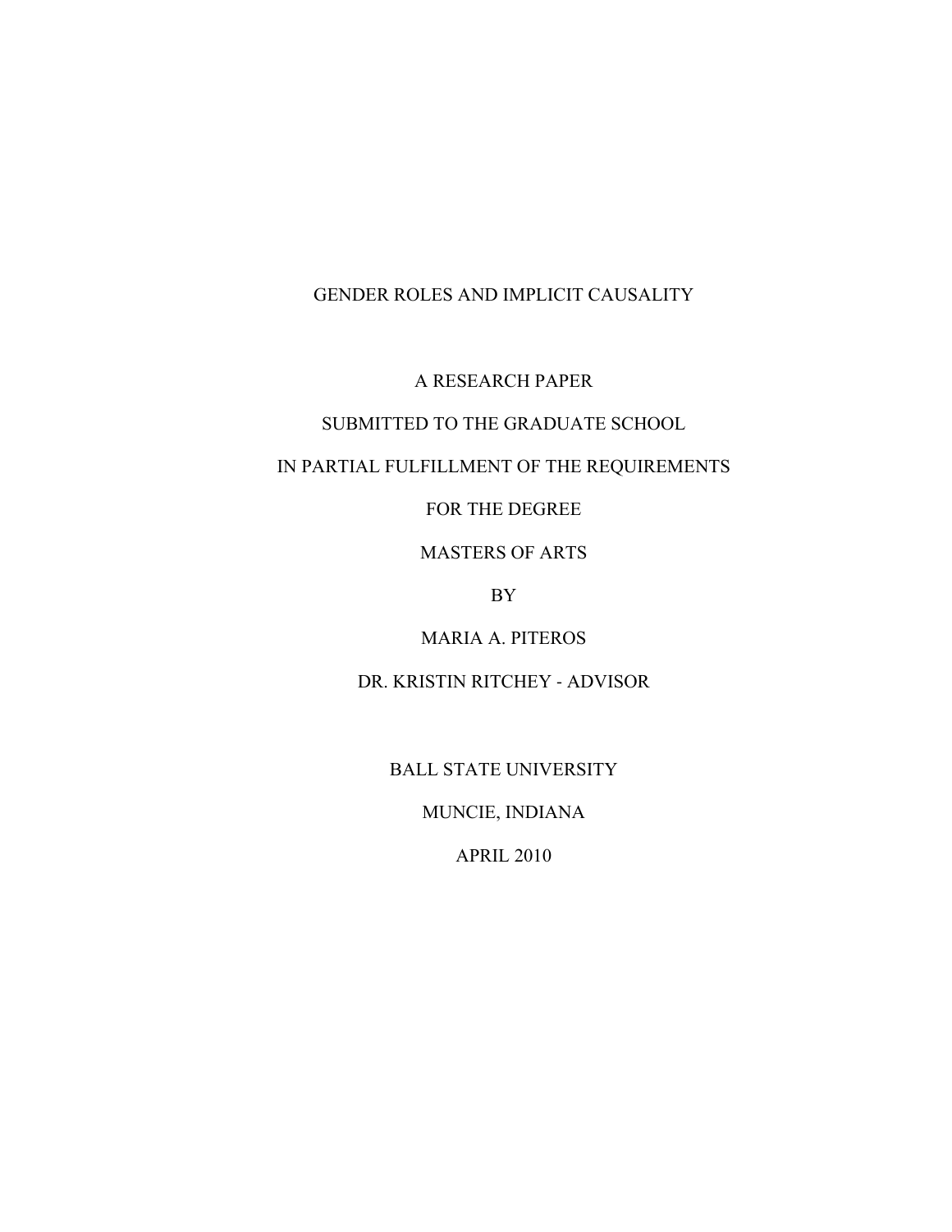# GENDER ROLES AND IMPLICIT CAUSALITY

A RESEARCH PAPER

SUBMITTED TO THE GRADUATE SCHOOL

IN PARTIAL FULFILLMENT OF THE REQUIREMENTS

FOR THE DEGREE

MASTERS OF ARTS

BY

MARIA A. PITEROS

DR. KRISTIN RITCHEY - ADVISOR

BALL STATE UNIVERSITY

MUNCIE, INDIANA

APRIL 2010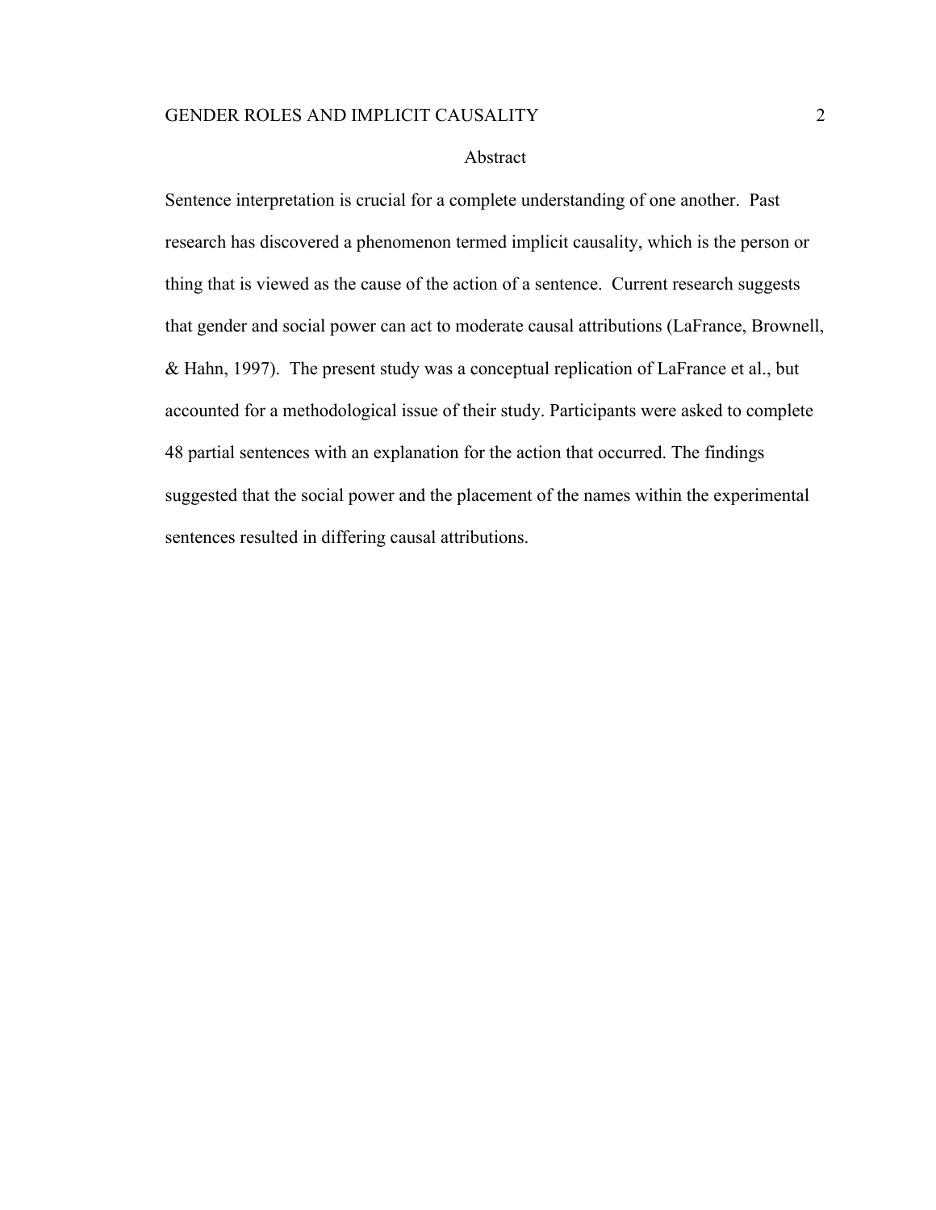# Abstract

Sentence interpretation is crucial for a complete understanding of one another. Past research has discovered a phenomenon termed implicit causality, which is the person or thing that is viewed as the cause of the action of a sentence. Current research suggests that gender and social power can act to moderate causal attributions (LaFrance, Brownell, & Hahn, 1997). The present study was a conceptual replication of LaFrance et al., but accounted for a methodological issue of their study. Participants were asked to complete 48 partial sentences with an explanation for the action that occurred. The findings suggested that the social power and the placement of the names within the experimental sentences resulted in differing causal attributions.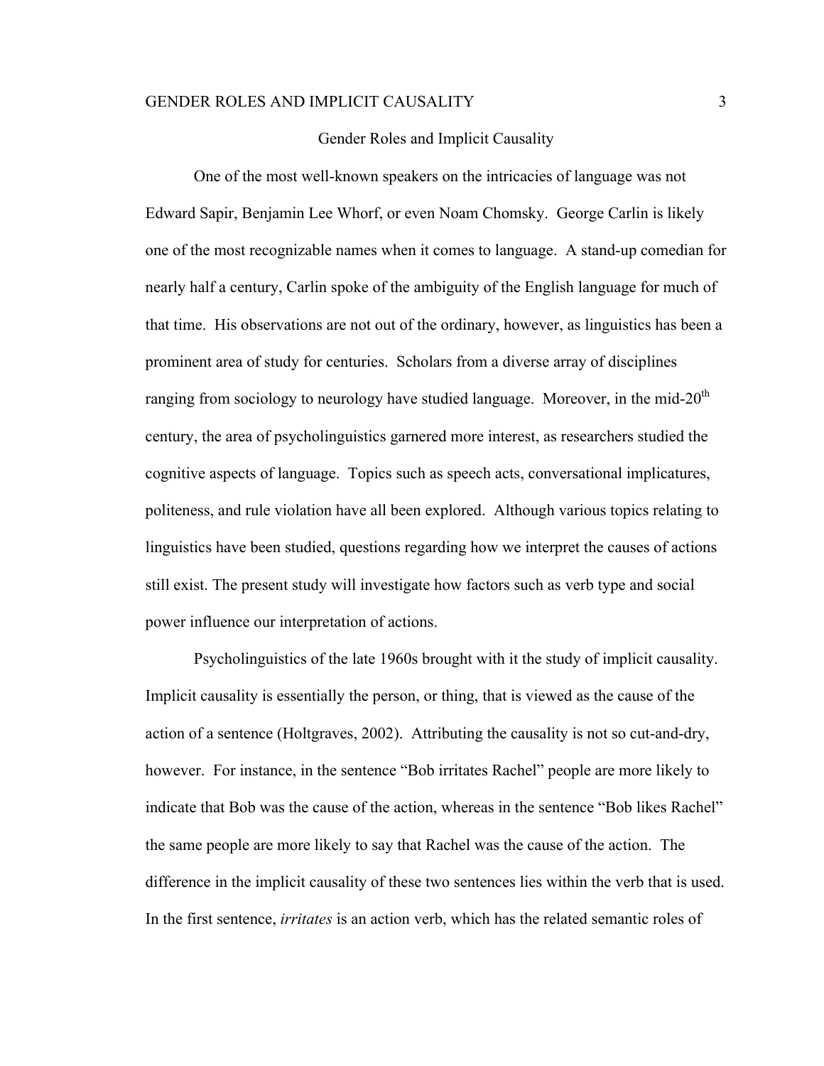# Gender Roles and Implicit Causality

One of the most well-known speakers on the intricacies of language was not Edward Sapir, Benjamin Lee Whorf, or even Noam Chomsky. George Carlin is likely one of the most recognizable names when it comes to language. A stand-up comedian for nearly half a century, Carlin spoke of the ambiguity of the English language for much of that time. His observations are not out of the ordinary, however, as linguistics has been a prominent area of study for centuries. Scholars from a diverse array of disciplines ranging from sociology to neurology have studied language. Moreover, in the mid-20th century, the area of psycholinguistics garnered more interest, as researchers studied the cognitive aspects of language. Topics such as speech acts, conversational implicatures, politeness, and rule violation have all been explored. Although various topics relating to linguistics have been studied, questions regarding how we interpret the causes of actions still exist. The present study will investigate how factors such as verb type and social power influence our interpretation of actions.

Psycholinguistics of the late 1960s brought with it the study of implicit causality. Implicit causality is essentially the person, or thing, that is viewed as the cause of the action of a sentence (Holtgraves, 2002). Attributing the causality is not so cut-and-dry, however. For instance, in the sentence "Bob irritates Rachel" people are more likely to indicate that Bob was the cause of the action, whereas in the sentence "Bob likes Rachel" the same people are more likely to say that Rachel was the cause of the action. The difference in the implicit causality of these two sentences lies within the verb that is used. In the first sentence, *irritates* is an action verb, which has the related semantic roles of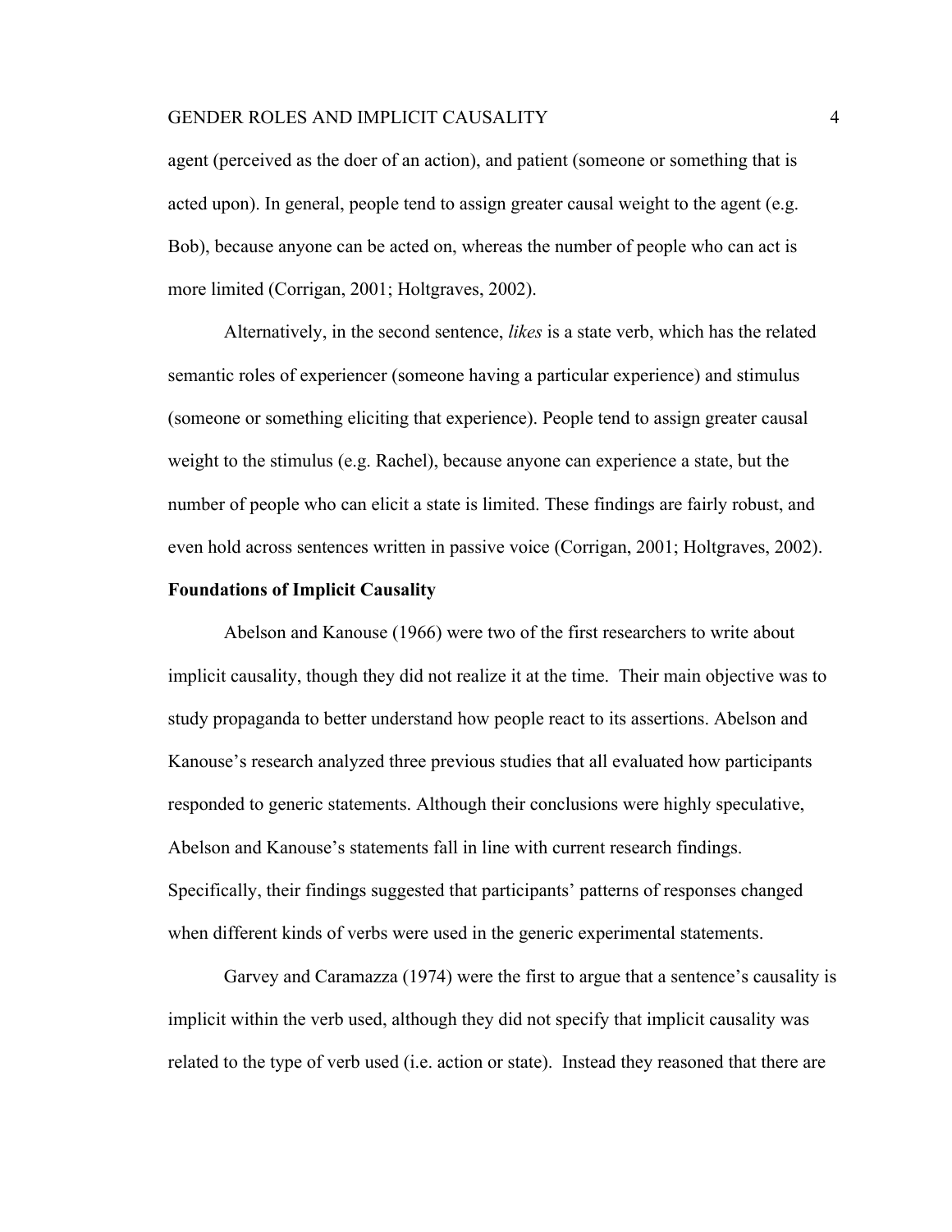agent (perceived as the doer of an action), and patient (someone or something that is acted upon). In general, people tend to assign greater causal weight to the agent (e.g. Bob), because anyone can be acted on, whereas the number of people who can act is more limited (Corrigan, 2001; Holtgraves, 2002).

Alternatively, in the second sentence, *likes* is a state verb, which has the related semantic roles of experiencer (someone having a particular experience) and stimulus (someone or something eliciting that experience). People tend to assign greater causal weight to the stimulus (e.g. Rachel), because anyone can experience a state, but the number of people who can elicit a state is limited. These findings are fairly robust, and even hold across sentences written in passive voice (Corrigan, 2001; Holtgraves, 2002).

**Foundations of Implicit Causality**

Abelson and Kanouse (1966) were two of the first researchers to write about implicit causality, though they did not realize it at the time. Their main objective was to study propaganda to better understand how people react to its assertions. Abelson and Kanouse's research analyzed three previous studies that all evaluated how participants responded to generic statements. Although their conclusions were highly speculative, Abelson and Kanouse's statements fall in line with current research findings. Specifically, their findings suggested that participants' patterns of responses changed when different kinds of verbs were used in the generic experimental statements.

Garvey and Caramazza (1974) were the first to argue that a sentence's causality is implicit within the verb used, although they did not specify that implicit causality was related to the type of verb used (i.e. action or state). Instead they reasoned that there are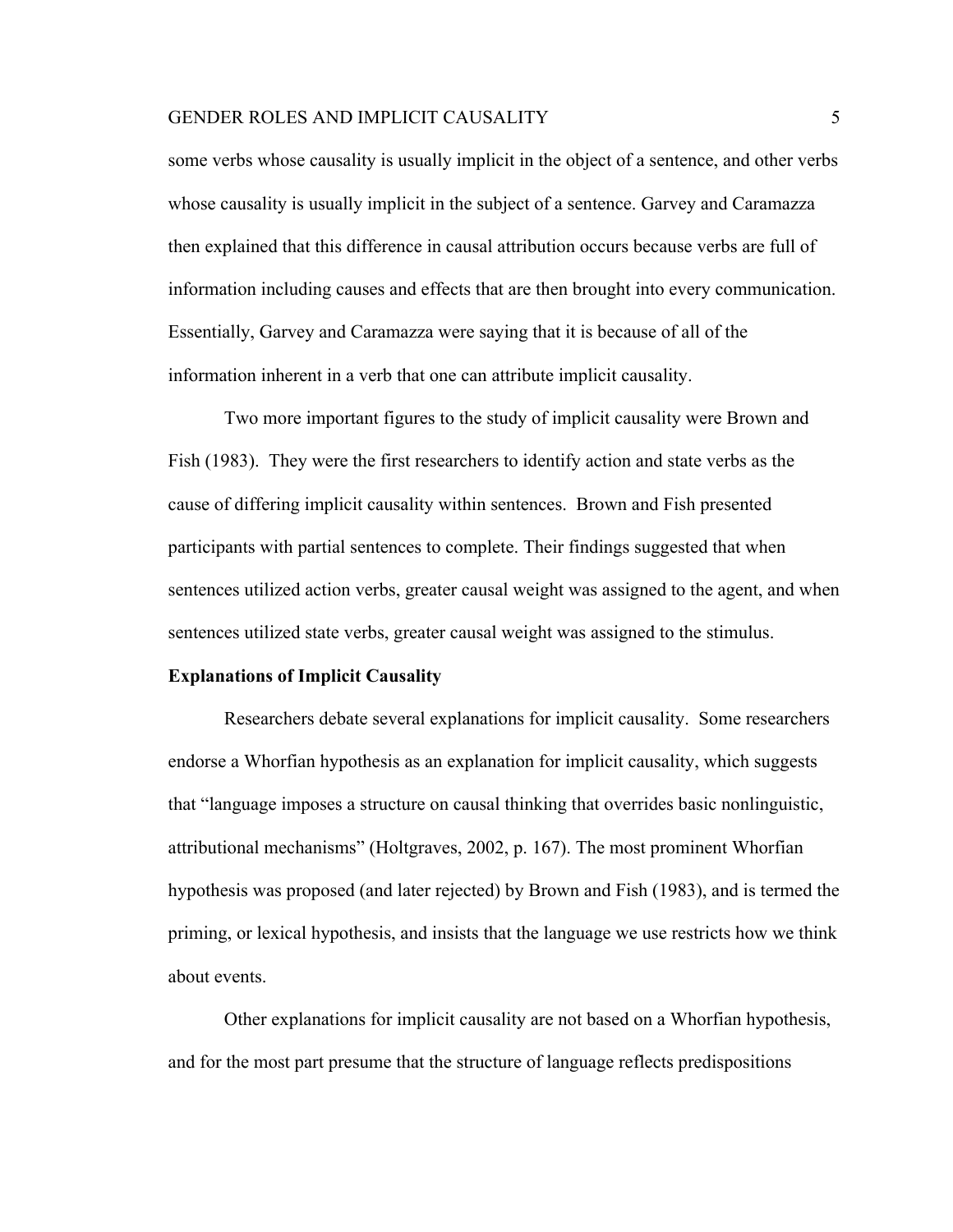some verbs whose causality is usually implicit in the object of a sentence, and other verbs whose causality is usually implicit in the subject of a sentence. Garvey and Caramazza then explained that this difference in causal attribution occurs because verbs are full of information including causes and effects that are then brought into every communication. Essentially, Garvey and Caramazza were saying that it is because of all of the information inherent in a verb that one can attribute implicit causality.

Two more important figures to the study of implicit causality were Brown and Fish (1983). They were the first researchers to identify action and state verbs as the cause of differing implicit causality within sentences. Brown and Fish presented participants with partial sentences to complete. Their findings suggested that when sentences utilized action verbs, greater causal weight was assigned to the agent, and when sentences utilized state verbs, greater causal weight was assigned to the stimulus.

**Explanations of Implicit Causality**

Researchers debate several explanations for implicit causality. Some researchers endorse a Whorfian hypothesis as an explanation for implicit causality, which suggests that "language imposes a structure on causal thinking that overrides basic nonlinguistic, attributional mechanisms" (Holtgraves, 2002, p. 167). The most prominent Whorfian hypothesis was proposed (and later rejected) by Brown and Fish (1983), and is termed the priming, or lexical hypothesis, and insists that the language we use restricts how we think about events.

Other explanations for implicit causality are not based on a Whorfian hypothesis, and for the most part presume that the structure of language reflects predispositions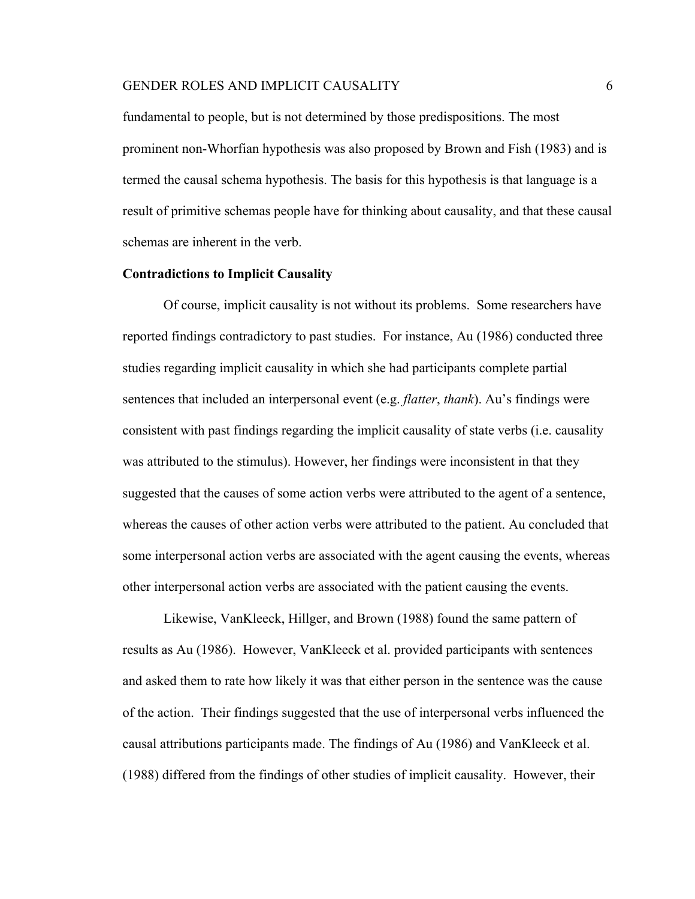fundamental to people, but is not determined by those predispositions. The most prominent non-Whorfian hypothesis was also proposed by Brown and Fish (1983) and is termed the causal schema hypothesis. The basis for this hypothesis is that language is a result of primitive schemas people have for thinking about causality, and that these causal schemas are inherent in the verb.

**Contradictions to Implicit Causality**

Of course, implicit causality is not without its problems. Some researchers have reported findings contradictory to past studies. For instance, Au (1986) conducted three studies regarding implicit causality in which she had participants complete partial sentences that included an interpersonal event (e.g. *flatter*, *thank*). Au's findings were consistent with past findings regarding the implicit causality of state verbs (i.e. causality was attributed to the stimulus). However, her findings were inconsistent in that they suggested that the causes of some action verbs were attributed to the agent of a sentence, whereas the causes of other action verbs were attributed to the patient. Au concluded that some interpersonal action verbs are associated with the agent causing the events, whereas other interpersonal action verbs are associated with the patient causing the events.

Likewise, VanKleeck, Hillger, and Brown (1988) found the same pattern of results as Au (1986). However, VanKleeck et al. provided participants with sentences and asked them to rate how likely it was that either person in the sentence was the cause of the action. Their findings suggested that the use of interpersonal verbs influenced the causal attributions participants made. The findings of Au (1986) and VanKleeck et al. (1988) differed from the findings of other studies of implicit causality. However, their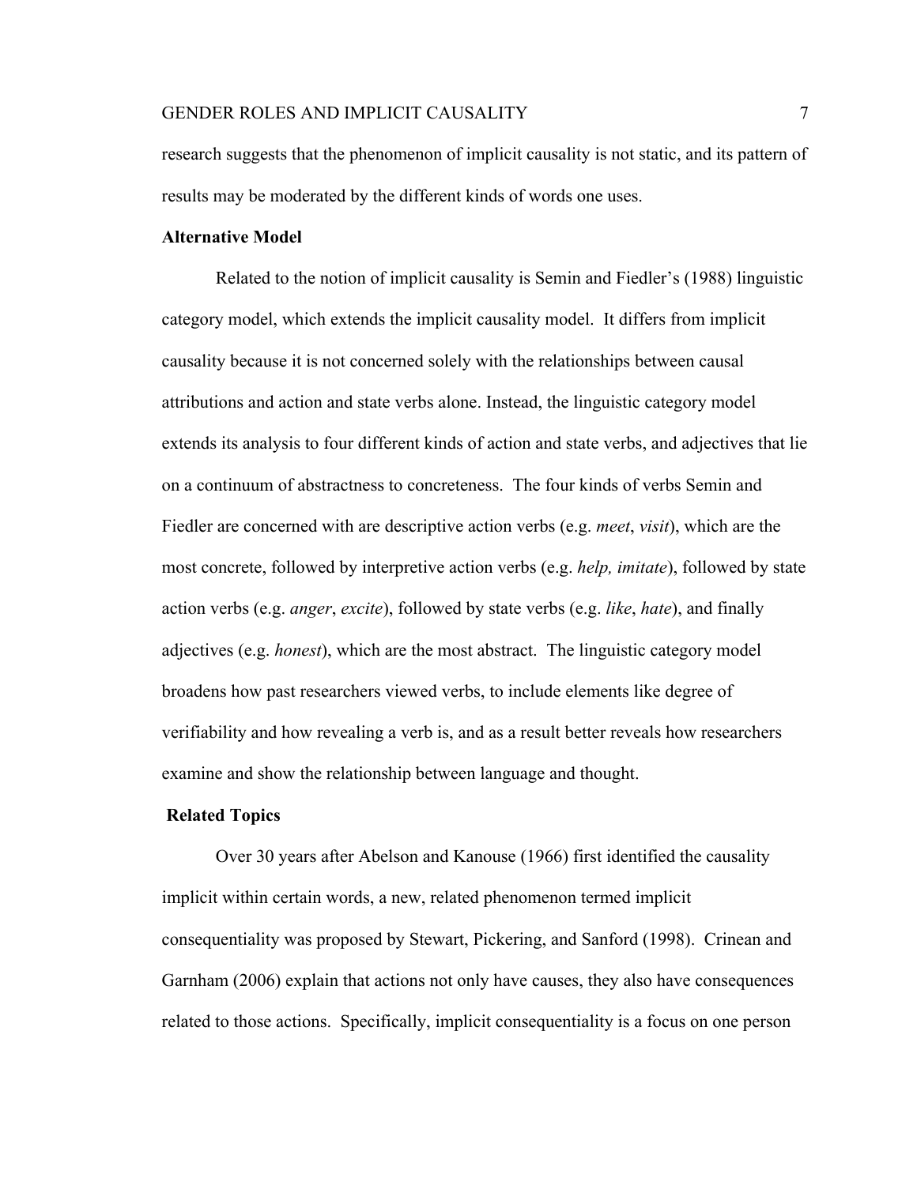research suggests that the phenomenon of implicit causality is not static, and its pattern of results may be moderated by the different kinds of words one uses.

**Alternative Model**

Related to the notion of implicit causality is Semin and Fiedler's (1988) linguistic category model, which extends the implicit causality model. It differs from implicit causality because it is not concerned solely with the relationships between causal attributions and action and state verbs alone. Instead, the linguistic category model extends its analysis to four different kinds of action and state verbs, and adjectives that lie on a continuum of abstractness to concreteness. The four kinds of verbs Semin and Fiedler are concerned with are descriptive action verbs (e.g. *meet*, *visit*), which are the most concrete, followed by interpretive action verbs (e.g. *help, imitate*), followed by state action verbs (e.g. *anger*, *excite*), followed by state verbs (e.g. *like*, *hate*), and finally adjectives (e.g. *honest*), which are the most abstract. The linguistic category model broadens how past researchers viewed verbs, to include elements like degree of verifiability and how revealing a verb is, and as a result better reveals how researchers examine and show the relationship between language and thought.

**Related Topics**

Over 30 years after Abelson and Kanouse (1966) first identified the causality implicit within certain words, a new, related phenomenon termed implicit consequentiality was proposed by Stewart, Pickering, and Sanford (1998). Crinean and Garnham (2006) explain that actions not only have causes, they also have consequences related to those actions. Specifically, implicit consequentiality is a focus on one person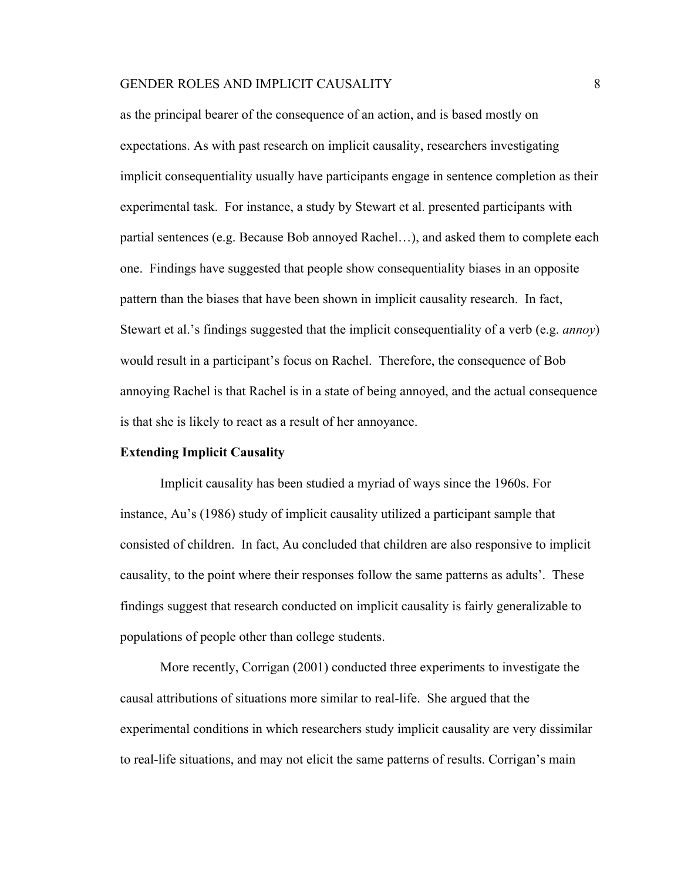as the principal bearer of the consequence of an action, and is based mostly on expectations. As with past research on implicit causality, researchers investigating implicit consequentiality usually have participants engage in sentence completion as their experimental task. For instance, a study by Stewart et al. presented participants with partial sentences (e.g. Because Bob annoyed Rachel…), and asked them to complete each one. Findings have suggested that people show consequentiality biases in an opposite pattern than the biases that have been shown in implicit causality research. In fact, Stewart et al.'s findings suggested that the implicit consequentiality of a verb (e.g. *annoy*) would result in a participant's focus on Rachel. Therefore, the consequence of Bob annoying Rachel is that Rachel is in a state of being annoyed, and the actual consequence is that she is likely to react as a result of her annoyance.

**Extending Implicit Causality**

Implicit causality has been studied a myriad of ways since the 1960s. For instance, Au's (1986) study of implicit causality utilized a participant sample that consisted of children. In fact, Au concluded that children are also responsive to implicit causality, to the point where their responses follow the same patterns as adults'. These findings suggest that research conducted on implicit causality is fairly generalizable to populations of people other than college students.

More recently, Corrigan (2001) conducted three experiments to investigate the causal attributions of situations more similar to real-life. She argued that the experimental conditions in which researchers study implicit causality are very dissimilar to real-life situations, and may not elicit the same patterns of results. Corrigan's main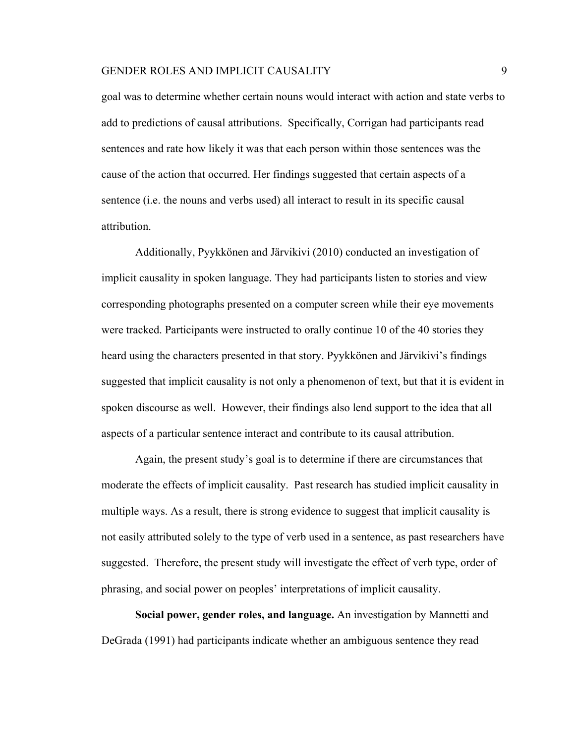goal was to determine whether certain nouns would interact with action and state verbs to add to predictions of causal attributions. Specifically, Corrigan had participants read sentences and rate how likely it was that each person within those sentences was the cause of the action that occurred. Her findings suggested that certain aspects of a sentence (i.e. the nouns and verbs used) all interact to result in its specific causal attribution.

Additionally, Pyykkönen and Järvikivi (2010) conducted an investigation of implicit causality in spoken language. They had participants listen to stories and view corresponding photographs presented on a computer screen while their eye movements were tracked. Participants were instructed to orally continue 10 of the 40 stories they heard using the characters presented in that story. Pyykkönen and Järvikivi's findings suggested that implicit causality is not only a phenomenon of text, but that it is evident in spoken discourse as well. However, their findings also lend support to the idea that all aspects of a particular sentence interact and contribute to its causal attribution.

Again, the present study's goal is to determine if there are circumstances that moderate the effects of implicit causality. Past research has studied implicit causality in multiple ways. As a result, there is strong evidence to suggest that implicit causality is not easily attributed solely to the type of verb used in a sentence, as past researchers have suggested. Therefore, the present study will investigate the effect of verb type, order of phrasing, and social power on peoples' interpretations of implicit causality.

**Social power, gender roles, and language.** An investigation by Mannetti and DeGrada (1991) had participants indicate whether an ambiguous sentence they read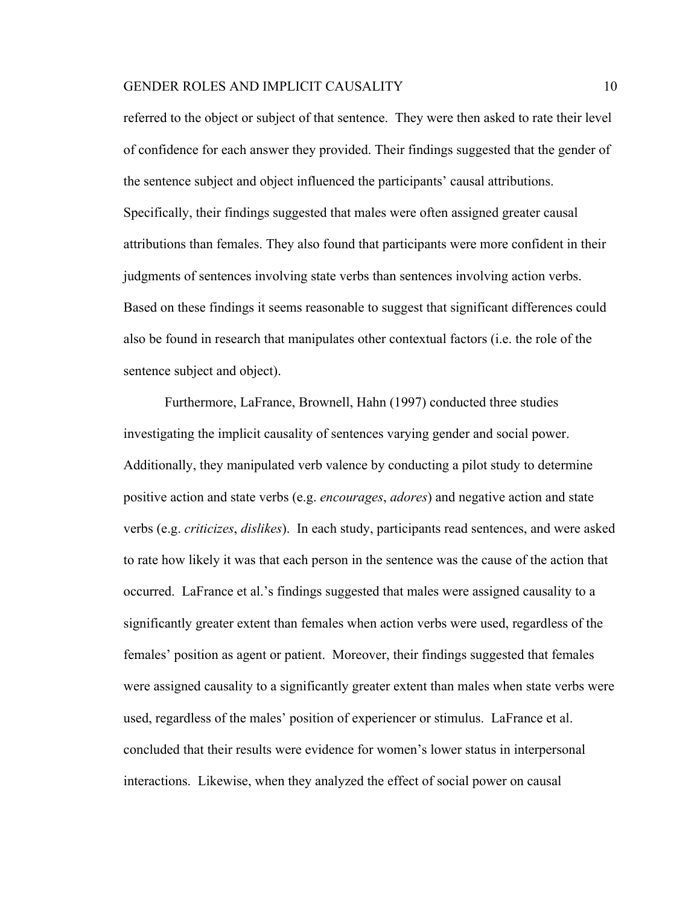referred to the object or subject of that sentence. They were then asked to rate their level of confidence for each answer they provided. Their findings suggested that the gender of the sentence subject and object influenced the participants' causal attributions. Specifically, their findings suggested that males were often assigned greater causal attributions than females. They also found that participants were more confident in their judgments of sentences involving state verbs than sentences involving action verbs. Based on these findings it seems reasonable to suggest that significant differences could also be found in research that manipulates other contextual factors (i.e. the role of the sentence subject and object).

Furthermore, LaFrance, Brownell, Hahn (1997) conducted three studies investigating the implicit causality of sentences varying gender and social power. Additionally, they manipulated verb valence by conducting a pilot study to determine positive action and state verbs (e.g. *encourages*, *adores*) and negative action and state verbs (e.g. *criticizes*, *dislikes*). In each study, participants read sentences, and were asked to rate how likely it was that each person in the sentence was the cause of the action that occurred. LaFrance et al.'s findings suggested that males were assigned causality to a significantly greater extent than females when action verbs were used, regardless of the females' position as agent or patient. Moreover, their findings suggested that females were assigned causality to a significantly greater extent than males when state verbs were used, regardless of the males' position of experiencer or stimulus. LaFrance et al. concluded that their results were evidence for women's lower status in interpersonal interactions. Likewise, when they analyzed the effect of social power on causal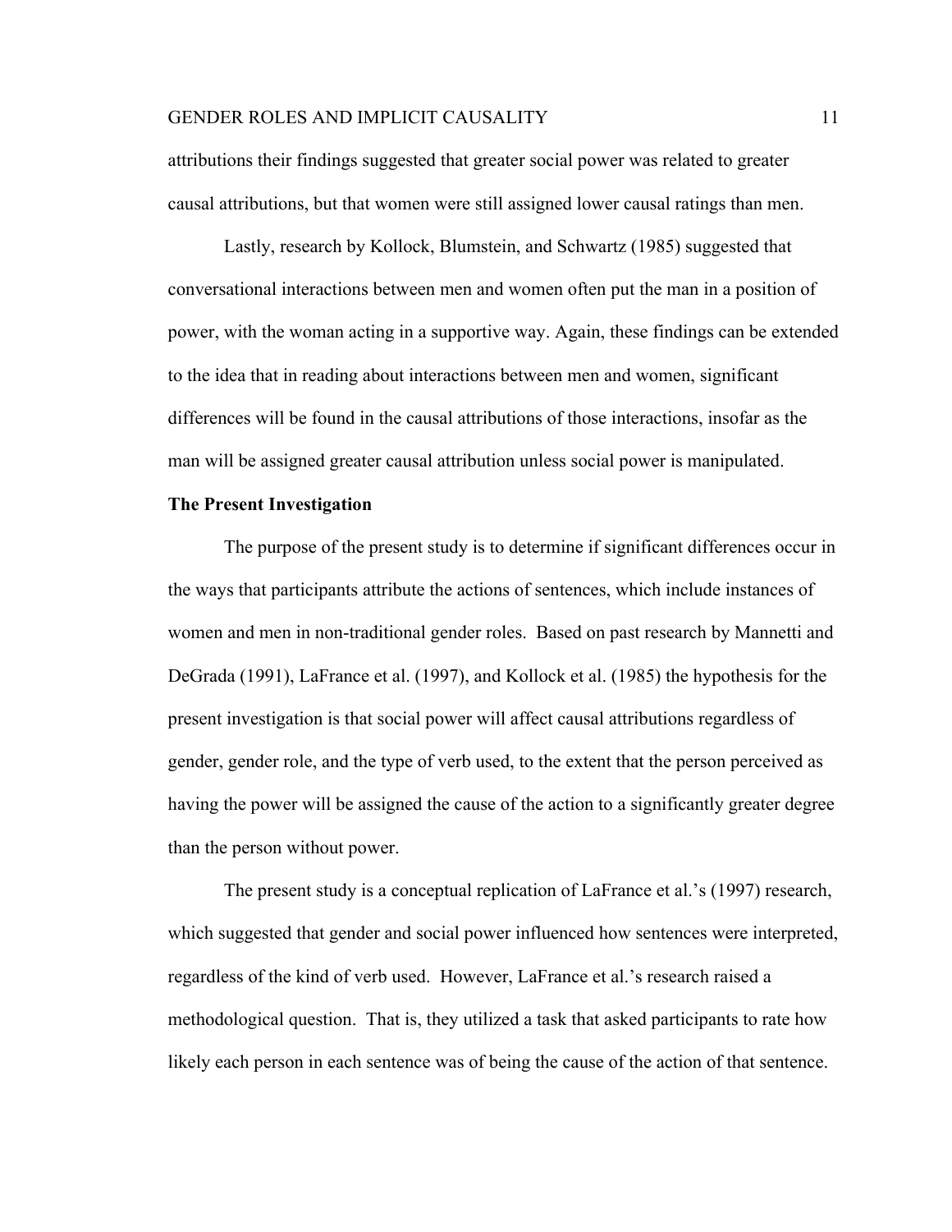attributions their findings suggested that greater social power was related to greater causal attributions, but that women were still assigned lower causal ratings than men.

Lastly, research by Kollock, Blumstein, and Schwartz (1985) suggested that conversational interactions between men and women often put the man in a position of power, with the woman acting in a supportive way. Again, these findings can be extended to the idea that in reading about interactions between men and women, significant differences will be found in the causal attributions of those interactions, insofar as the man will be assigned greater causal attribution unless social power is manipulated.

**The Present Investigation**

The purpose of the present study is to determine if significant differences occur in the ways that participants attribute the actions of sentences, which include instances of women and men in non-traditional gender roles. Based on past research by Mannetti and DeGrada (1991), LaFrance et al. (1997), and Kollock et al. (1985) the hypothesis for the present investigation is that social power will affect causal attributions regardless of gender, gender role, and the type of verb used, to the extent that the person perceived as having the power will be assigned the cause of the action to a significantly greater degree than the person without power.

The present study is a conceptual replication of LaFrance et al.'s (1997) research, which suggested that gender and social power influenced how sentences were interpreted, regardless of the kind of verb used. However, LaFrance et al.'s research raised a methodological question. That is, they utilized a task that asked participants to rate how likely each person in each sentence was of being the cause of the action of that sentence.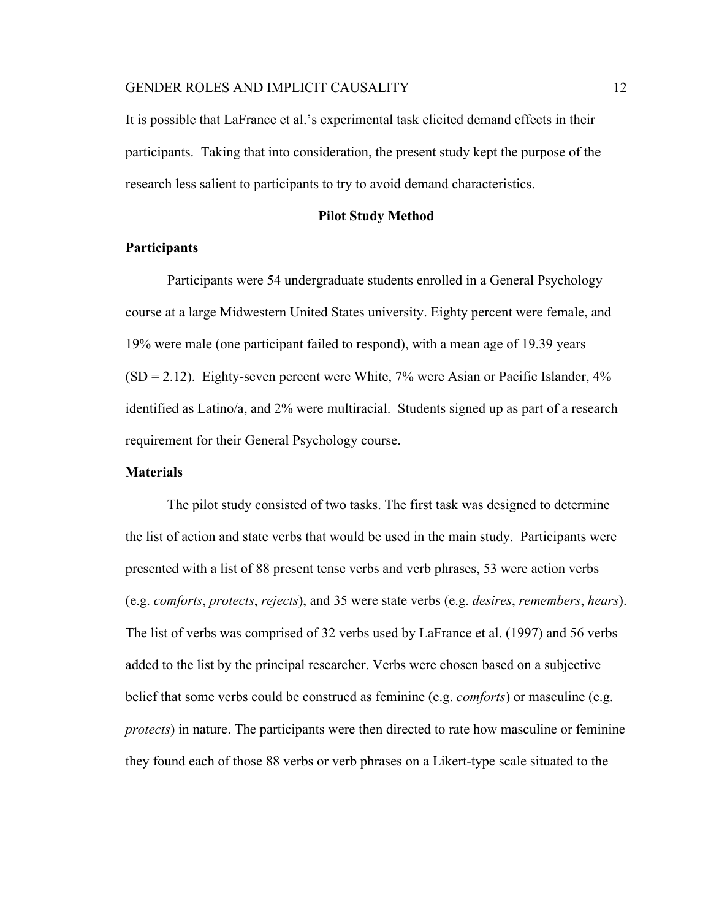It is possible that LaFrance et al.'s experimental task elicited demand effects in their participants. Taking that into consideration, the present study kept the purpose of the research less salient to participants to try to avoid demand characteristics.

## Pilot Study Method

### Participants

Participants were 54 undergraduate students enrolled in a General Psychology course at a large Midwestern United States university. Eighty percent were female, and 19% were male (one participant failed to respond), with a mean age of 19.39 years (SD = 2.12). Eighty-seven percent were White, 7% were Asian or Pacific Islander, 4% identified as Latino/a, and 2% were multiracial. Students signed up as part of a research requirement for their General Psychology course.

### Materials

The pilot study consisted of two tasks. The first task was designed to determine the list of action and state verbs that would be used in the main study. Participants were presented with a list of 88 present tense verbs and verb phrases, 53 were action verbs (e.g. *comforts*, *protects*, *rejects*), and 35 were state verbs (e.g. *desires*, *remembers*, *hears*). The list of verbs was comprised of 32 verbs used by LaFrance et al. (1997) and 56 verbs added to the list by the principal researcher. Verbs were chosen based on a subjective belief that some verbs could be construed as feminine (e.g. *comforts*) or masculine (e.g. *protects*) in nature. The participants were then directed to rate how masculine or feminine they found each of those 88 verbs or verb phrases on a Likert-type scale situated to the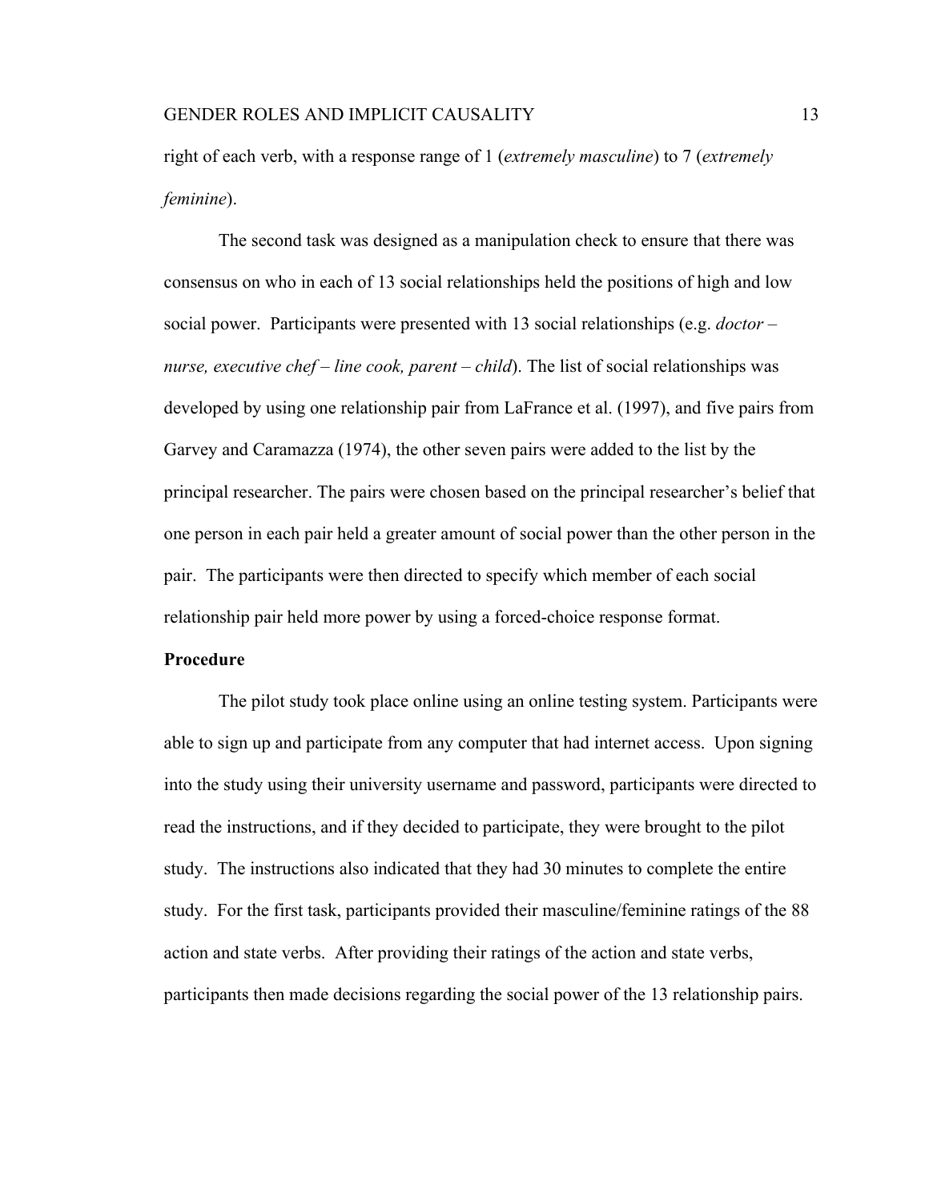right of each verb, with a response range of 1 (*extremely masculine*) to 7 (*extremely feminine*).

The second task was designed as a manipulation check to ensure that there was consensus on who in each of 13 social relationships held the positions of high and low social power. Participants were presented with 13 social relationships (e.g. *doctor – nurse, executive chef – line cook, parent – child*). The list of social relationships was developed by using one relationship pair from LaFrance et al. (1997), and five pairs from Garvey and Caramazza (1974), the other seven pairs were added to the list by the principal researcher. The pairs were chosen based on the principal researcher's belief that one person in each pair held a greater amount of social power than the other person in the pair. The participants were then directed to specify which member of each social relationship pair held more power by using a forced-choice response format.

**Procedure**

The pilot study took place online using an online testing system. Participants were able to sign up and participate from any computer that had internet access. Upon signing into the study using their university username and password, participants were directed to read the instructions, and if they decided to participate, they were brought to the pilot study. The instructions also indicated that they had 30 minutes to complete the entire study. For the first task, participants provided their masculine/feminine ratings of the 88 action and state verbs. After providing their ratings of the action and state verbs, participants then made decisions regarding the social power of the 13 relationship pairs.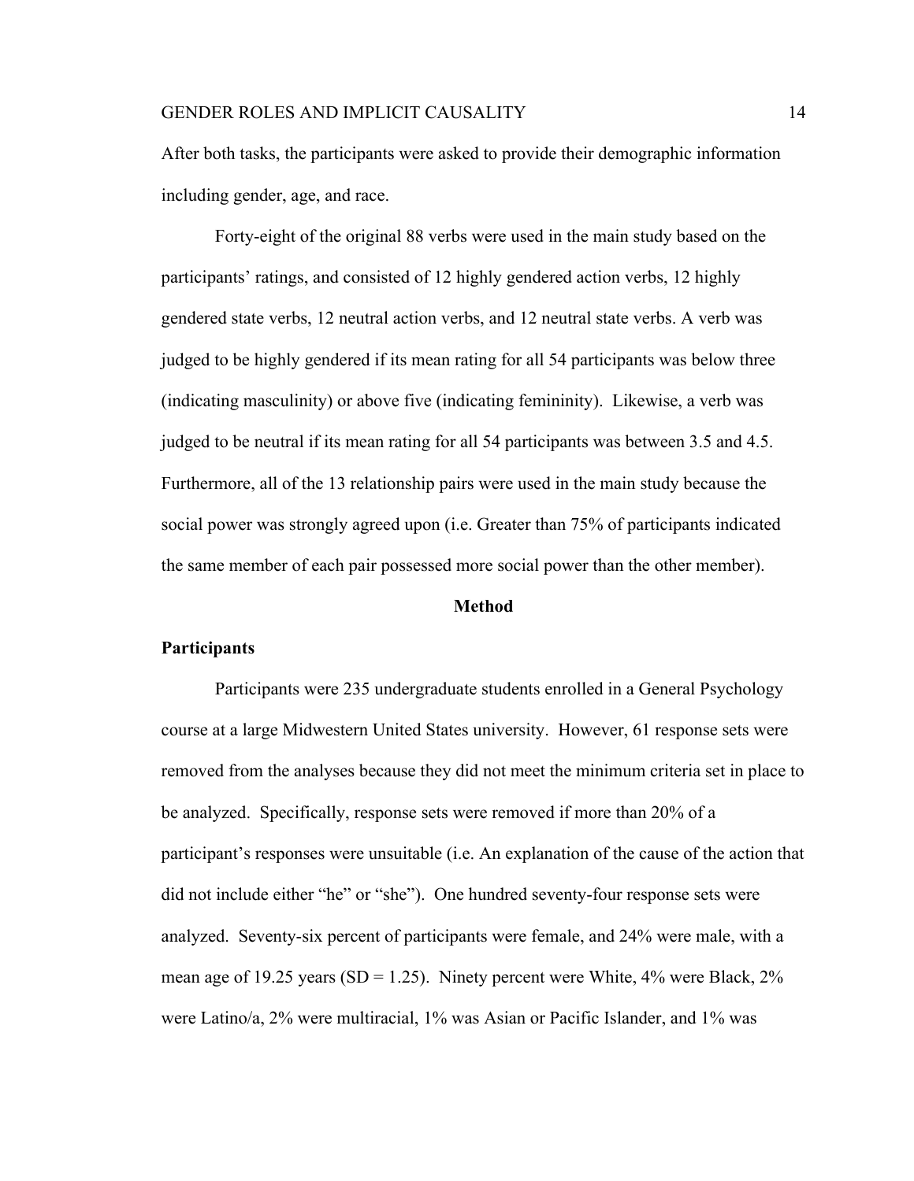After both tasks, the participants were asked to provide their demographic information including gender, age, and race.

Forty-eight of the original 88 verbs were used in the main study based on the participants' ratings, and consisted of 12 highly gendered action verbs, 12 highly gendered state verbs, 12 neutral action verbs, and 12 neutral state verbs. A verb was judged to be highly gendered if its mean rating for all 54 participants was below three (indicating masculinity) or above five (indicating femininity). Likewise, a verb was judged to be neutral if its mean rating for all 54 participants was between 3.5 and 4.5. Furthermore, all of the 13 relationship pairs were used in the main study because the social power was strongly agreed upon (i.e. Greater than 75% of participants indicated the same member of each pair possessed more social power than the other member).

## Method

### Participants

Participants were 235 undergraduate students enrolled in a General Psychology course at a large Midwestern United States university. However, 61 response sets were removed from the analyses because they did not meet the minimum criteria set in place to be analyzed. Specifically, response sets were removed if more than 20% of a participant's responses were unsuitable (i.e. An explanation of the cause of the action that did not include either "he" or "she"). One hundred seventy-four response sets were analyzed. Seventy-six percent of participants were female, and 24% were male, with a mean age of 19.25 years (SD = 1.25). Ninety percent were White, 4% were Black, 2% were Latino/a, 2% were multiracial, 1% was Asian or Pacific Islander, and 1% was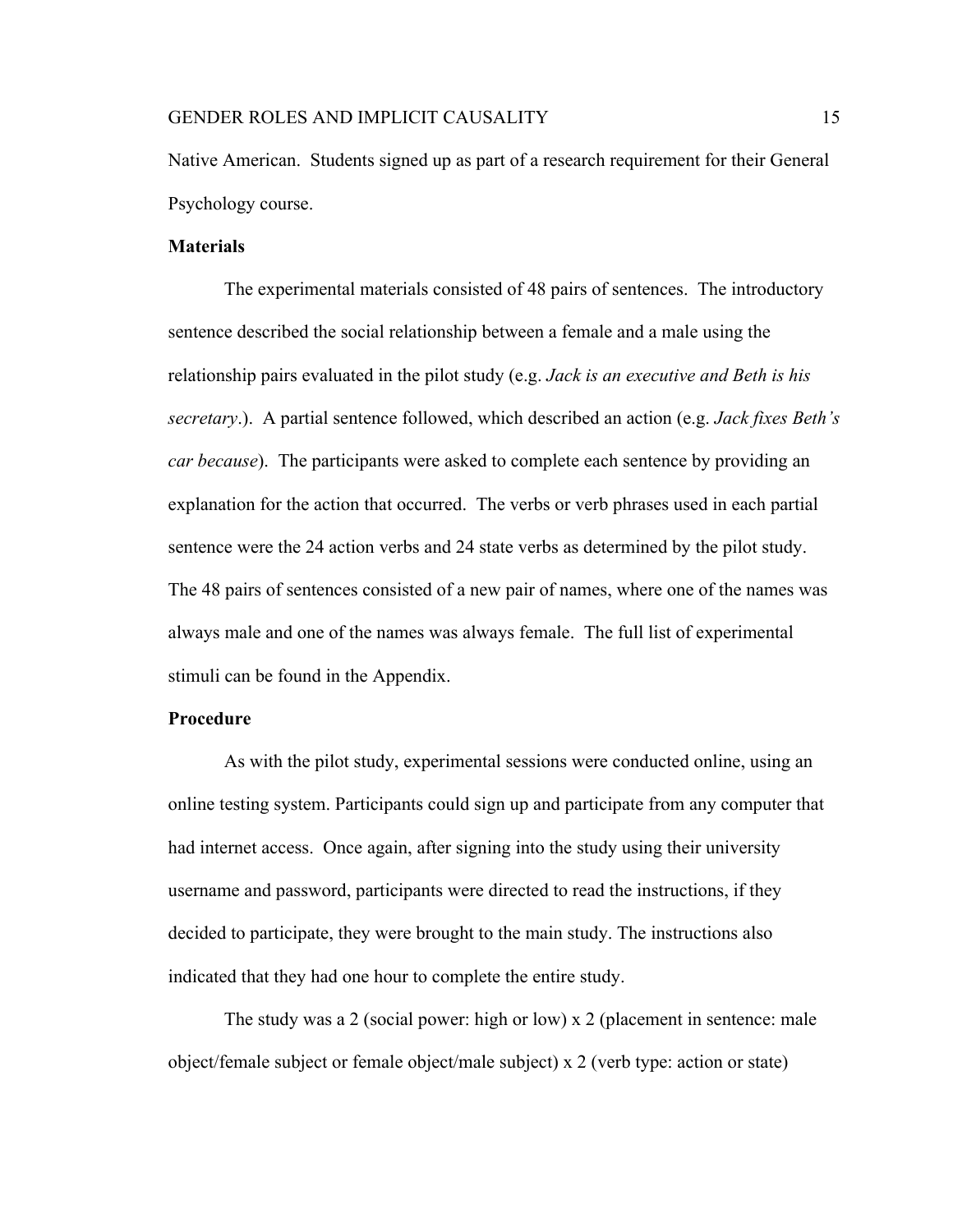Native American. Students signed up as part of a research requirement for their General Psychology course.

**Materials**

The experimental materials consisted of 48 pairs of sentences. The introductory sentence described the social relationship between a female and a male using the relationship pairs evaluated in the pilot study (e.g. *Jack is an executive and Beth is his secretary*.). A partial sentence followed, which described an action (e.g. *Jack fixes Beth's car because*). The participants were asked to complete each sentence by providing an explanation for the action that occurred. The verbs or verb phrases used in each partial sentence were the 24 action verbs and 24 state verbs as determined by the pilot study. The 48 pairs of sentences consisted of a new pair of names, where one of the names was always male and one of the names was always female. The full list of experimental stimuli can be found in the Appendix.

**Procedure**

As with the pilot study, experimental sessions were conducted online, using an online testing system. Participants could sign up and participate from any computer that had internet access. Once again, after signing into the study using their university username and password, participants were directed to read the instructions, if they decided to participate, they were brought to the main study. The instructions also indicated that they had one hour to complete the entire study.

The study was a 2 (social power: high or low) x 2 (placement in sentence: male object/female subject or female object/male subject) x 2 (verb type: action or state)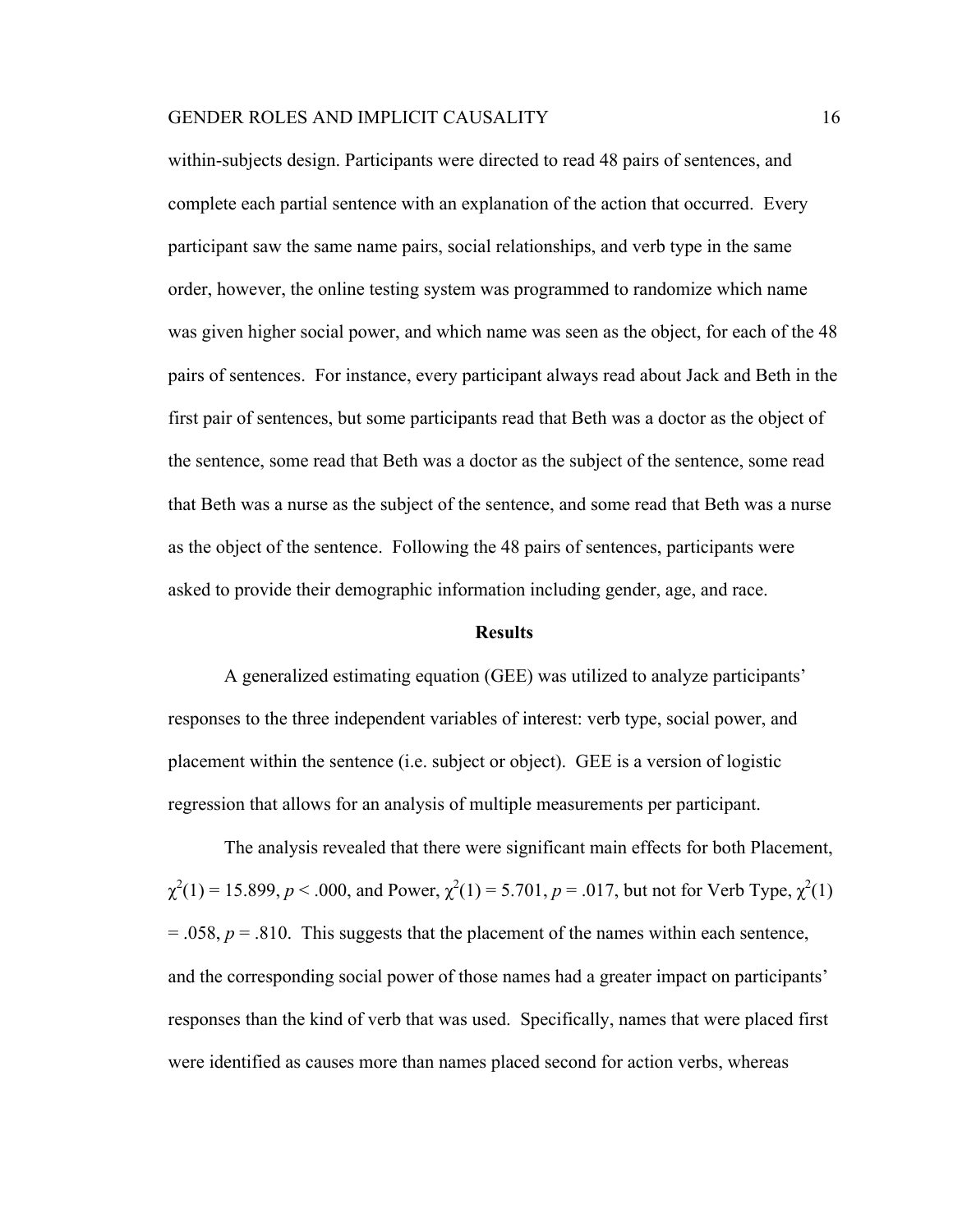within-subjects design. Participants were directed to read 48 pairs of sentences, and complete each partial sentence with an explanation of the action that occurred. Every participant saw the same name pairs, social relationships, and verb type in the same order, however, the online testing system was programmed to randomize which name was given higher social power, and which name was seen as the object, for each of the 48 pairs of sentences. For instance, every participant always read about Jack and Beth in the first pair of sentences, but some participants read that Beth was a doctor as the object of the sentence, some read that Beth was a doctor as the subject of the sentence, some read that Beth was a nurse as the subject of the sentence, and some read that Beth was a nurse as the object of the sentence. Following the 48 pairs of sentences, participants were asked to provide their demographic information including gender, age, and race.

## Results

A generalized estimating equation (GEE) was utilized to analyze participants' responses to the three independent variables of interest: verb type, social power, and placement within the sentence (i.e. subject or object). GEE is a version of logistic regression that allows for an analysis of multiple measurements per participant.

The analysis revealed that there were significant main effects for both Placement, $\chi^2(1) = 15.899$, $p < .000$, and Power, $\chi^2(1) = 5.701$, $p = .017$, but not for Verb Type, $\chi^2(1) = .058$, $p = .810$. This suggests that the placement of the names within each sentence, and the corresponding social power of those names had a greater impact on participants' responses than the kind of verb that was used. Specifically, names that were placed first were identified as causes more than names placed second for action verbs, whereas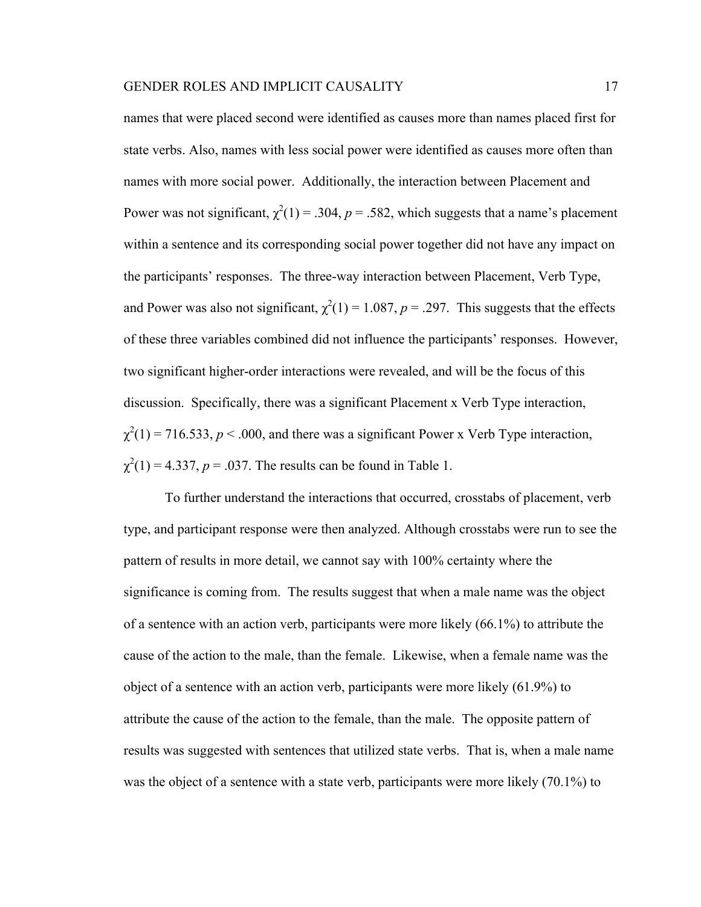names that were placed second were identified as causes more than names placed first for state verbs. Also, names with less social power were identified as causes more often than names with more social power. Additionally, the interaction between Placement and Power was not significant, $\chi^2(1) = .304$, $p = .582$, which suggests that a name's placement within a sentence and its corresponding social power together did not have any impact on the participants' responses. The three-way interaction between Placement, Verb Type, and Power was also not significant, $\chi^2(1) = 1.087$, $p = .297$. This suggests that the effects of these three variables combined did not influence the participants' responses. However, two significant higher-order interactions were revealed, and will be the focus of this discussion. Specifically, there was a significant Placement x Verb Type interaction, $\chi^2(1) = 716.533$, $p < .000$, and there was a significant Power x Verb Type interaction, $\chi^2(1) = 4.337$, $p = .037$. The results can be found in Table 1.

To further understand the interactions that occurred, crosstabs of placement, verb type, and participant response were then analyzed. Although crosstabs were run to see the pattern of results in more detail, we cannot say with 100% certainty where the significance is coming from. The results suggest that when a male name was the object of a sentence with an action verb, participants were more likely (66.1%) to attribute the cause of the action to the male, than the female. Likewise, when a female name was the object of a sentence with an action verb, participants were more likely (61.9%) to attribute the cause of the action to the female, than the male. The opposite pattern of results was suggested with sentences that utilized state verbs. That is, when a male name was the object of a sentence with a state verb, participants were more likely (70.1%) to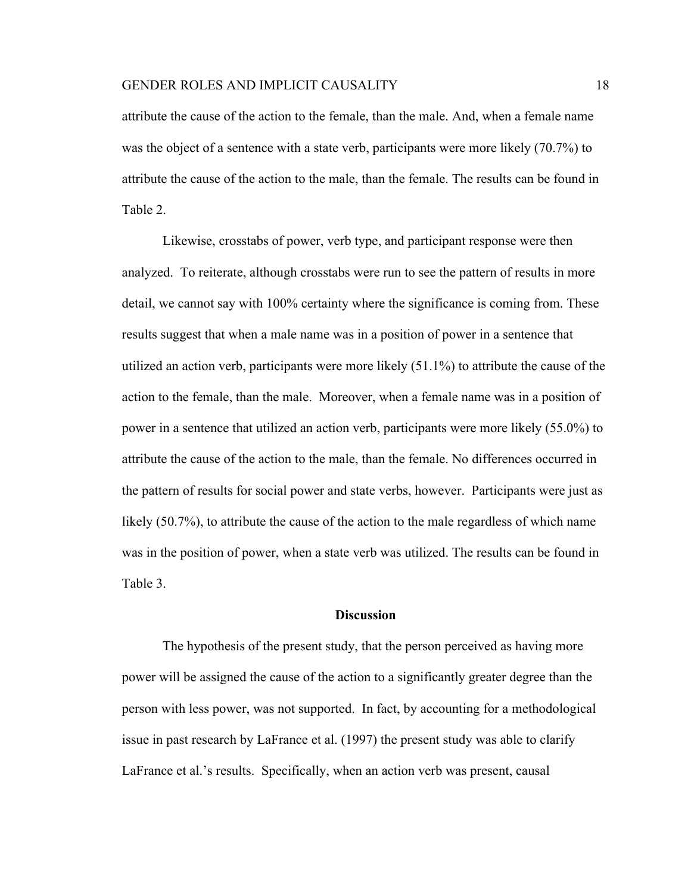attribute the cause of the action to the female, than the male. And, when a female name was the object of a sentence with a state verb, participants were more likely (70.7%) to attribute the cause of the action to the male, than the female. The results can be found in Table 2.

Likewise, crosstabs of power, verb type, and participant response were then analyzed. To reiterate, although crosstabs were run to see the pattern of results in more detail, we cannot say with 100% certainty where the significance is coming from. These results suggest that when a male name was in a position of power in a sentence that utilized an action verb, participants were more likely (51.1%) to attribute the cause of the action to the female, than the male. Moreover, when a female name was in a position of power in a sentence that utilized an action verb, participants were more likely (55.0%) to attribute the cause of the action to the male, than the female. No differences occurred in the pattern of results for social power and state verbs, however. Participants were just as likely (50.7%), to attribute the cause of the action to the male regardless of which name was in the position of power, when a state verb was utilized. The results can be found in Table 3.

## Discussion

The hypothesis of the present study, that the person perceived as having more power will be assigned the cause of the action to a significantly greater degree than the person with less power, was not supported. In fact, by accounting for a methodological issue in past research by LaFrance et al. (1997) the present study was able to clarify LaFrance et al.'s results. Specifically, when an action verb was present, causal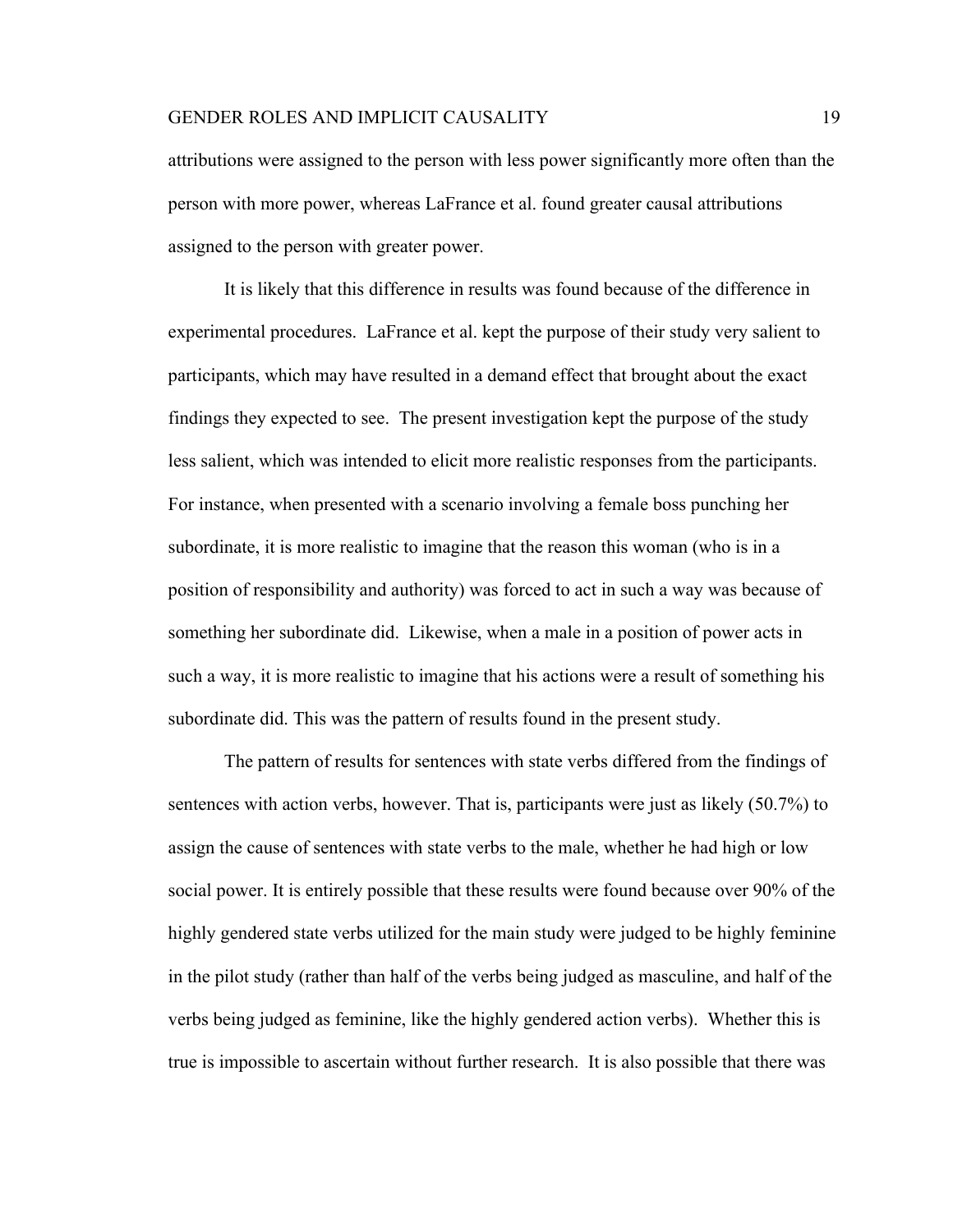attributions were assigned to the person with less power significantly more often than the person with more power, whereas LaFrance et al. found greater causal attributions assigned to the person with greater power.

It is likely that this difference in results was found because of the difference in experimental procedures. LaFrance et al. kept the purpose of their study very salient to participants, which may have resulted in a demand effect that brought about the exact findings they expected to see. The present investigation kept the purpose of the study less salient, which was intended to elicit more realistic responses from the participants. For instance, when presented with a scenario involving a female boss punching her subordinate, it is more realistic to imagine that the reason this woman (who is in a position of responsibility and authority) was forced to act in such a way was because of something her subordinate did. Likewise, when a male in a position of power acts in such a way, it is more realistic to imagine that his actions were a result of something his subordinate did. This was the pattern of results found in the present study.

The pattern of results for sentences with state verbs differed from the findings of sentences with action verbs, however. That is, participants were just as likely (50.7%) to assign the cause of sentences with state verbs to the male, whether he had high or low social power. It is entirely possible that these results were found because over 90% of the highly gendered state verbs utilized for the main study were judged to be highly feminine in the pilot study (rather than half of the verbs being judged as masculine, and half of the verbs being judged as feminine, like the highly gendered action verbs). Whether this is true is impossible to ascertain without further research. It is also possible that there was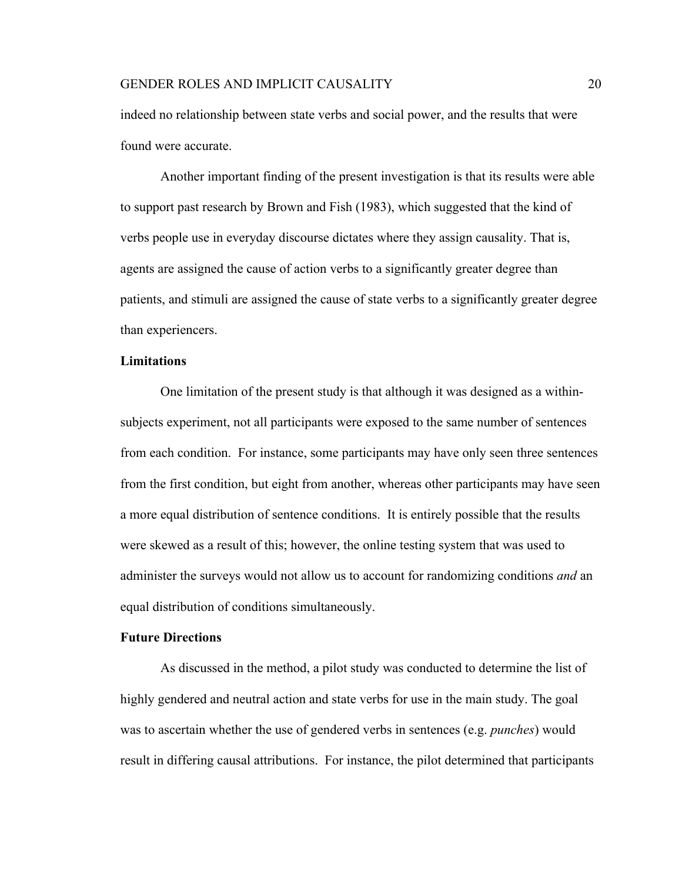indeed no relationship between state verbs and social power, and the results that were found were accurate.

Another important finding of the present investigation is that its results were able to support past research by Brown and Fish (1983), which suggested that the kind of verbs people use in everyday discourse dictates where they assign causality. That is, agents are assigned the cause of action verbs to a significantly greater degree than patients, and stimuli are assigned the cause of state verbs to a significantly greater degree than experiencers.

## Limitations

One limitation of the present study is that although it was designed as a within-subjects experiment, not all participants were exposed to the same number of sentences from each condition. For instance, some participants may have only seen three sentences from the first condition, but eight from another, whereas other participants may have seen a more equal distribution of sentence conditions. It is entirely possible that the results were skewed as a result of this; however, the online testing system that was used to administer the surveys would not allow us to account for randomizing conditions *and* an equal distribution of conditions simultaneously.

## Future Directions

As discussed in the method, a pilot study was conducted to determine the list of highly gendered and neutral action and state verbs for use in the main study. The goal was to ascertain whether the use of gendered verbs in sentences (e.g. *punches*) would result in differing causal attributions. For instance, the pilot determined that participants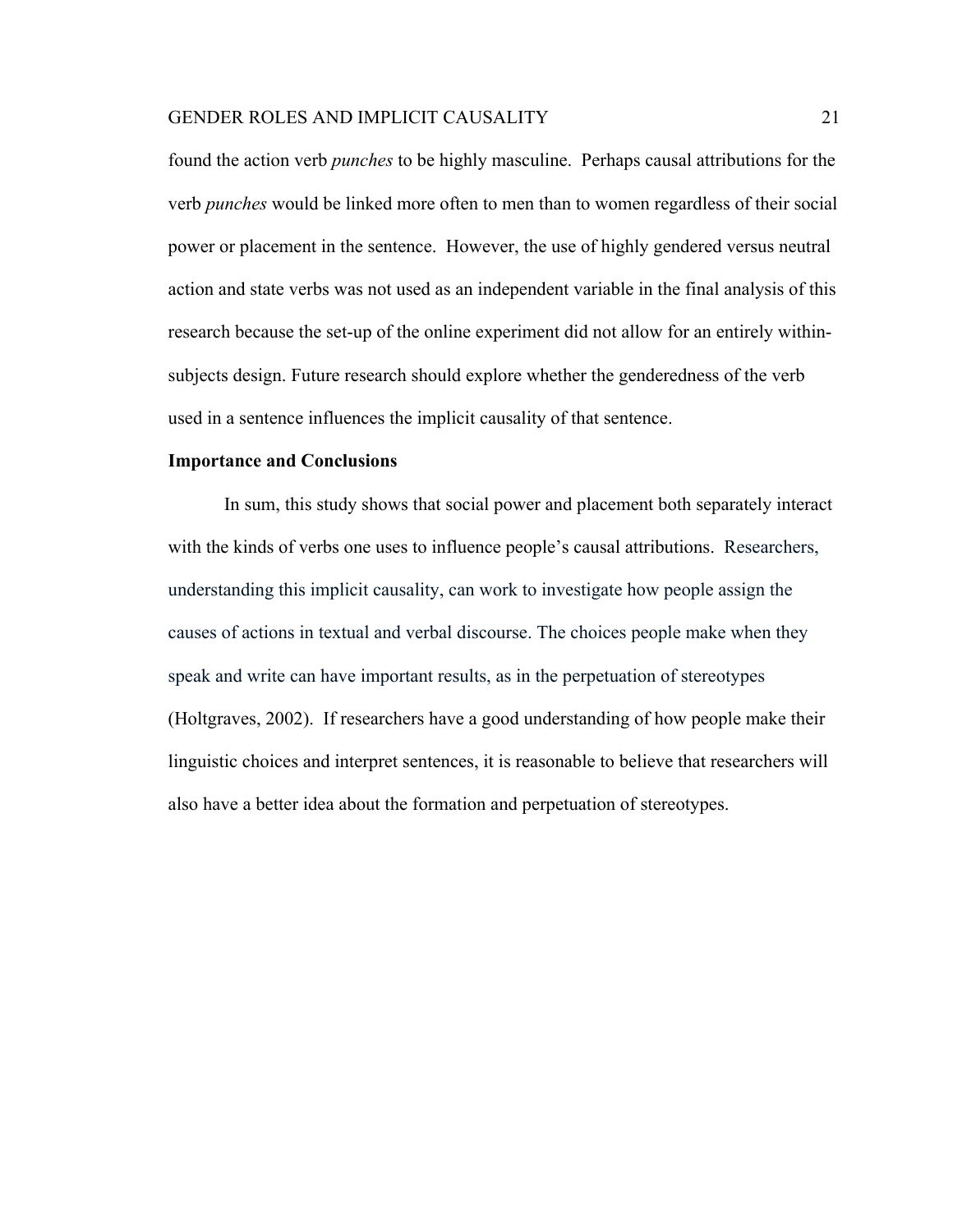found the action verb *punches* to be highly masculine. Perhaps causal attributions for the verb *punches* would be linked more often to men than to women regardless of their social power or placement in the sentence. However, the use of highly gendered versus neutral action and state verbs was not used as an independent variable in the final analysis of this research because the set-up of the online experiment did not allow for an entirely within-subjects design. Future research should explore whether the genderedness of the verb used in a sentence influences the implicit causality of that sentence.

**Importance and Conclusions**

In sum, this study shows that social power and placement both separately interact with the kinds of verbs one uses to influence people's causal attributions. Researchers, understanding this implicit causality, can work to investigate how people assign the causes of actions in textual and verbal discourse. The choices people make when they speak and write can have important results, as in the perpetuation of stereotypes (Holtgraves, 2002). If researchers have a good understanding of how people make their linguistic choices and interpret sentences, it is reasonable to believe that researchers will also have a better idea about the formation and perpetuation of stereotypes.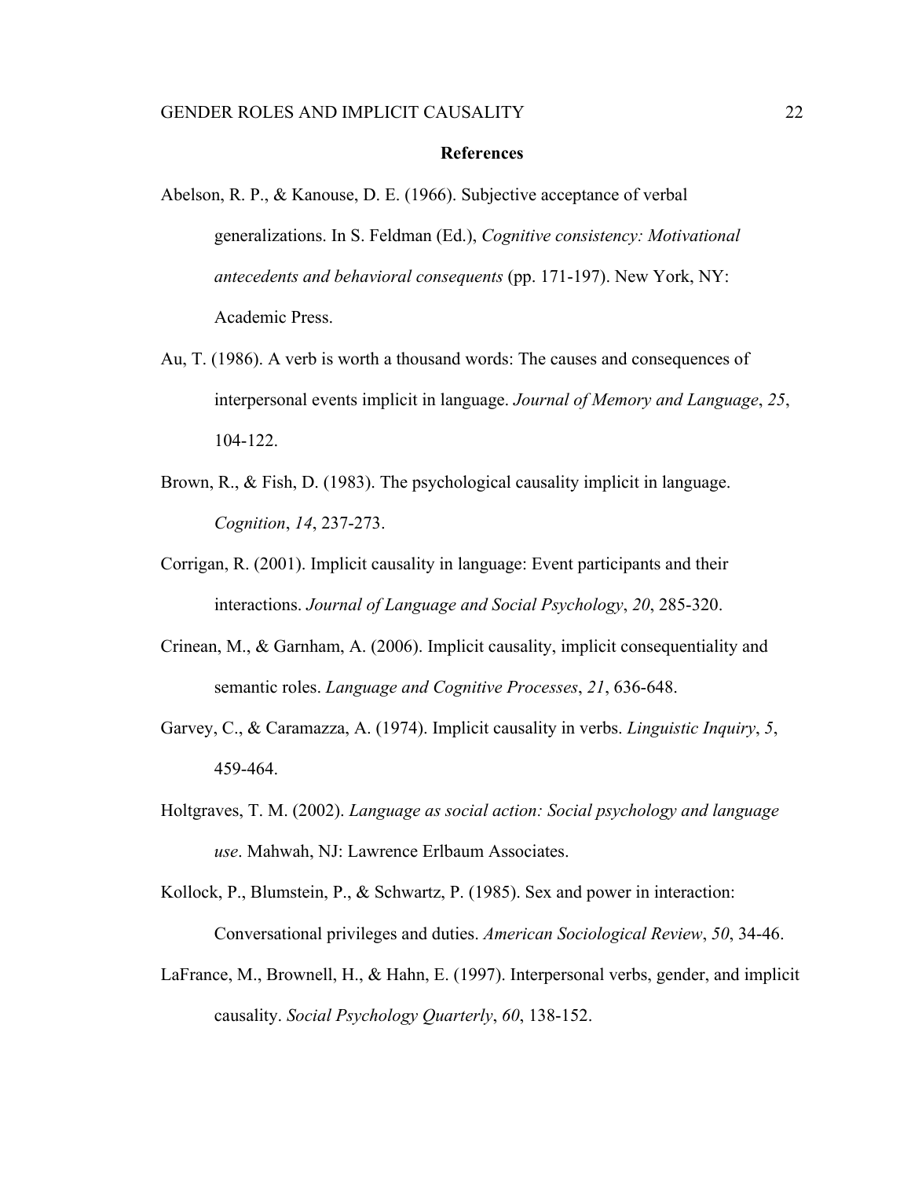## References

Abelson, R. P., & Kanouse, D. E. (1966). Subjective acceptance of verbal generalizations. In S. Feldman (Ed.), *Cognitive consistency: Motivational antecedents and behavioral consequents* (pp. 171-197). New York, NY: Academic Press.

Au, T. (1986). A verb is worth a thousand words: The causes and consequences of interpersonal events implicit in language. *Journal of Memory and Language*, *25*, 104-122.

Brown, R., & Fish, D. (1983). The psychological causality implicit in language. *Cognition*, *14*, 237-273.

Corrigan, R. (2001). Implicit causality in language: Event participants and their interactions. *Journal of Language and Social Psychology*, *20*, 285-320.

Crinean, M., & Garnham, A. (2006). Implicit causality, implicit consequentiality and semantic roles. *Language and Cognitive Processes*, *21*, 636-648.

Garvey, C., & Caramazza, A. (1974). Implicit causality in verbs. *Linguistic Inquiry*, *5*, 459-464.

Holtgraves, T. M. (2002). *Language as social action: Social psychology and language use*. Mahwah, NJ: Lawrence Erlbaum Associates.

Kollock, P., Blumstein, P., & Schwartz, P. (1985). Sex and power in interaction: Conversational privileges and duties. *American Sociological Review*, *50*, 34-46.

LaFrance, M., Brownell, H., & Hahn, E. (1997). Interpersonal verbs, gender, and implicit causality. *Social Psychology Quarterly*, *60*, 138-152.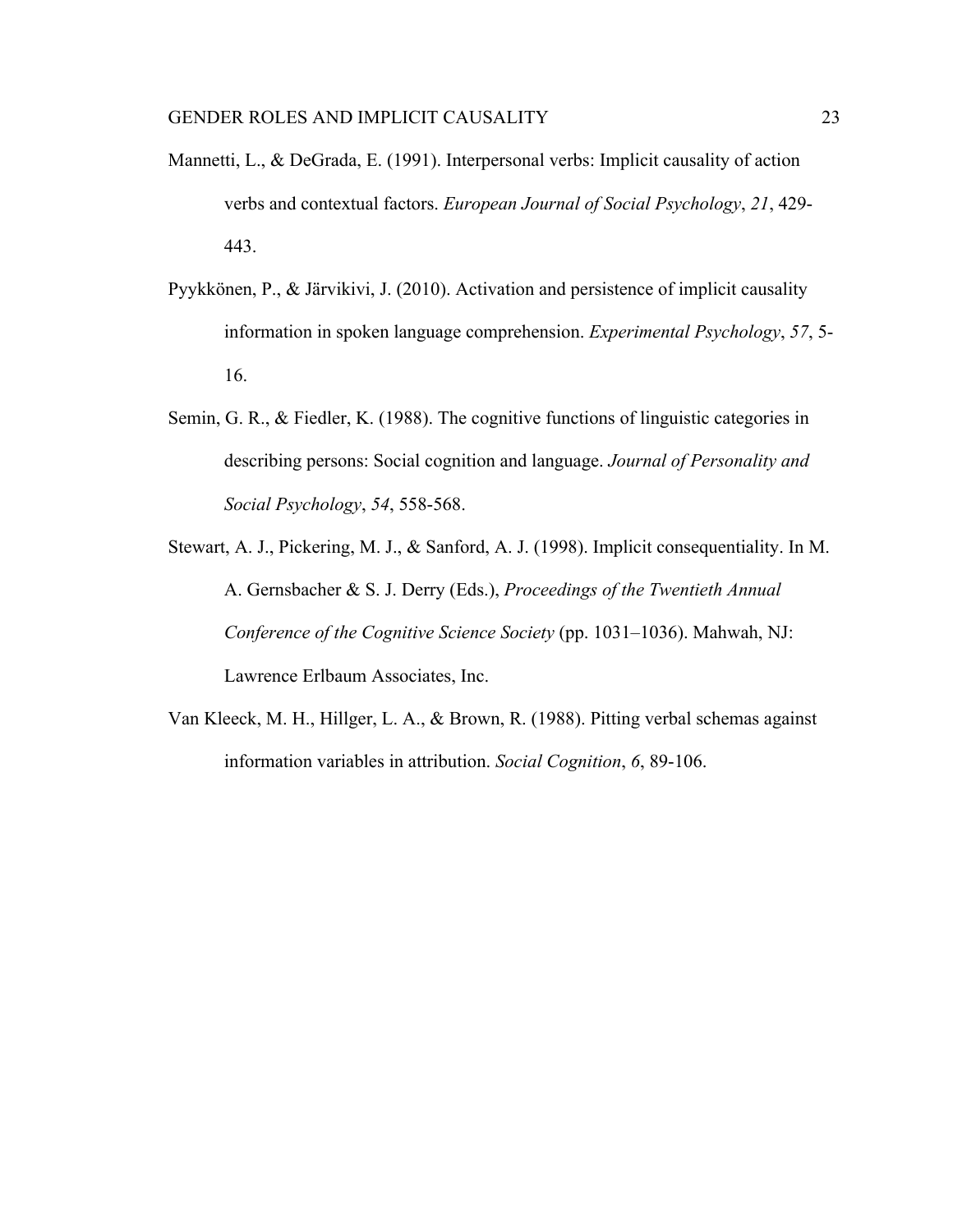Mannetti, L., & DeGrada, E. (1991). Interpersonal verbs: Implicit causality of action verbs and contextual factors. *European Journal of Social Psychology*, *21*, 429-443.

Pyykkönen, P., & Järvikivi, J. (2010). Activation and persistence of implicit causality information in spoken language comprehension. *Experimental Psychology*, *57*, 5-16.

Semin, G. R., & Fiedler, K. (1988). The cognitive functions of linguistic categories in describing persons: Social cognition and language. *Journal of Personality and Social Psychology*, *54*, 558-568.

Stewart, A. J., Pickering, M. J., & Sanford, A. J. (1998). Implicit consequentiality. In M. A. Gernsbacher & S. J. Derry (Eds.), *Proceedings of the Twentieth Annual Conference of the Cognitive Science Society* (pp. 1031–1036). Mahwah, NJ: Lawrence Erlbaum Associates, Inc.

Van Kleeck, M. H., Hillger, L. A., & Brown, R. (1988). Pitting verbal schemas against information variables in attribution. *Social Cognition*, *6*, 89-106.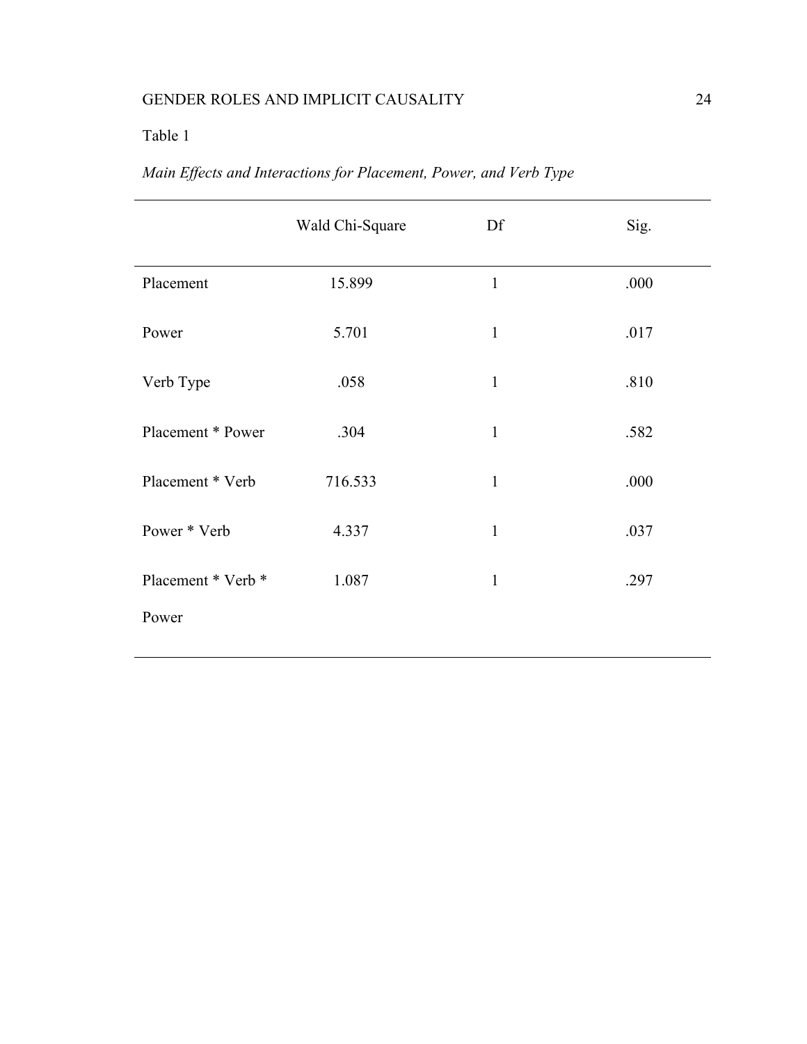Table 1

*Main Effects and Interactions for Placement, Power, and Verb Type*

| | Wald Chi-Square | Df | Sig. |
|---|---|---|---|
| Placement | 15.899 | 1 | .000 |
| Power | 5.701 | 1 | .017 |
| Verb Type | .058 | 1 | .810 |
| Placement * Power | .304 | 1 | .582 |
| Placement * Verb | 716.533 | 1 | .000 |
| Power * Verb | 4.337 | 1 | .037 |
| Placement * Verb * Power | 1.087 | 1 | .297 |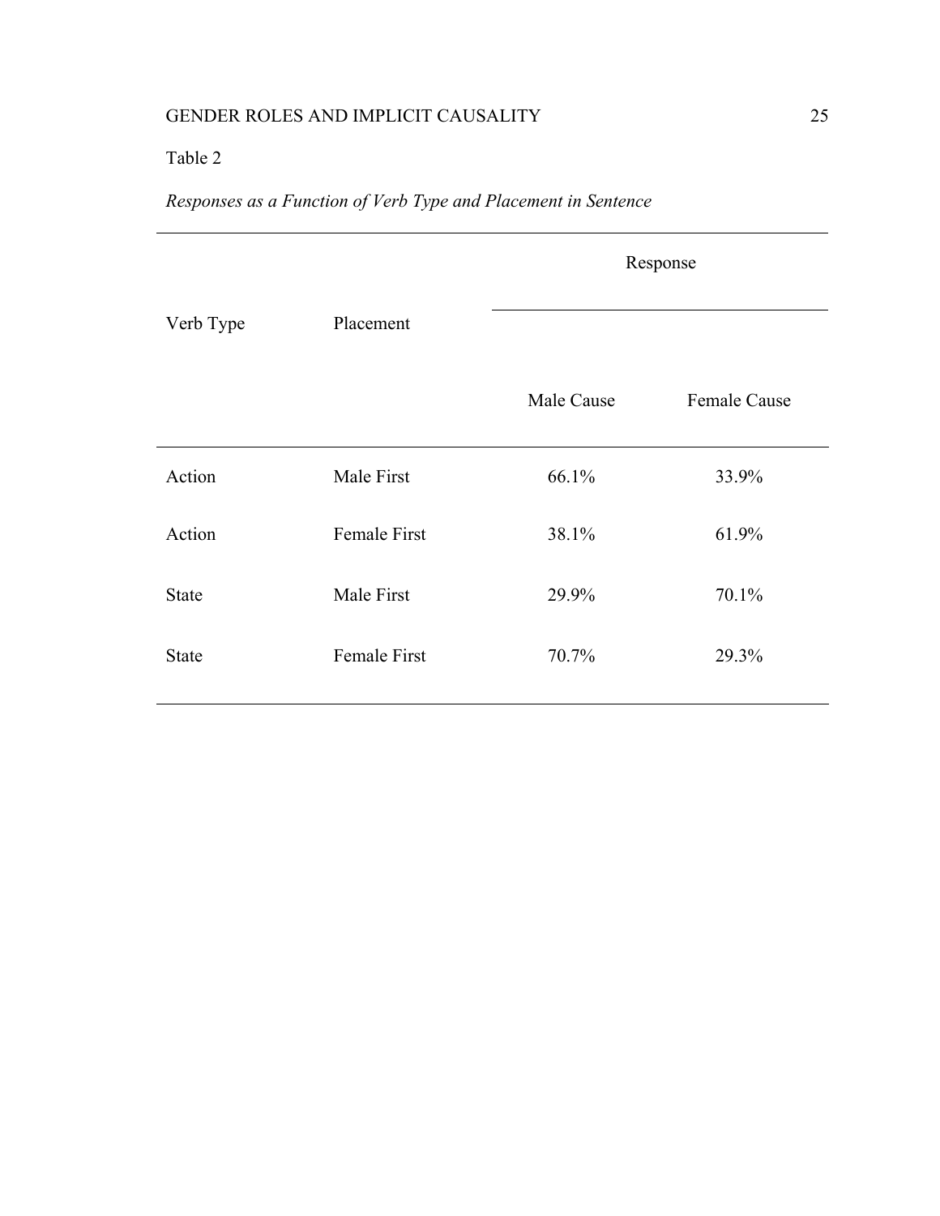Table 2

*Responses as a Function of Verb Type and Placement in Sentence*

| Verb Type | Placement | Response | |
|---|---|---|---|
| | | Male Cause | Female Cause |
| Action | Male First | 66.1% | 33.9% |
| Action | Female First | 38.1% | 61.9% |
| State | Male First | 29.9% | 70.1% |
| State | Female First | 70.7% | 29.3% |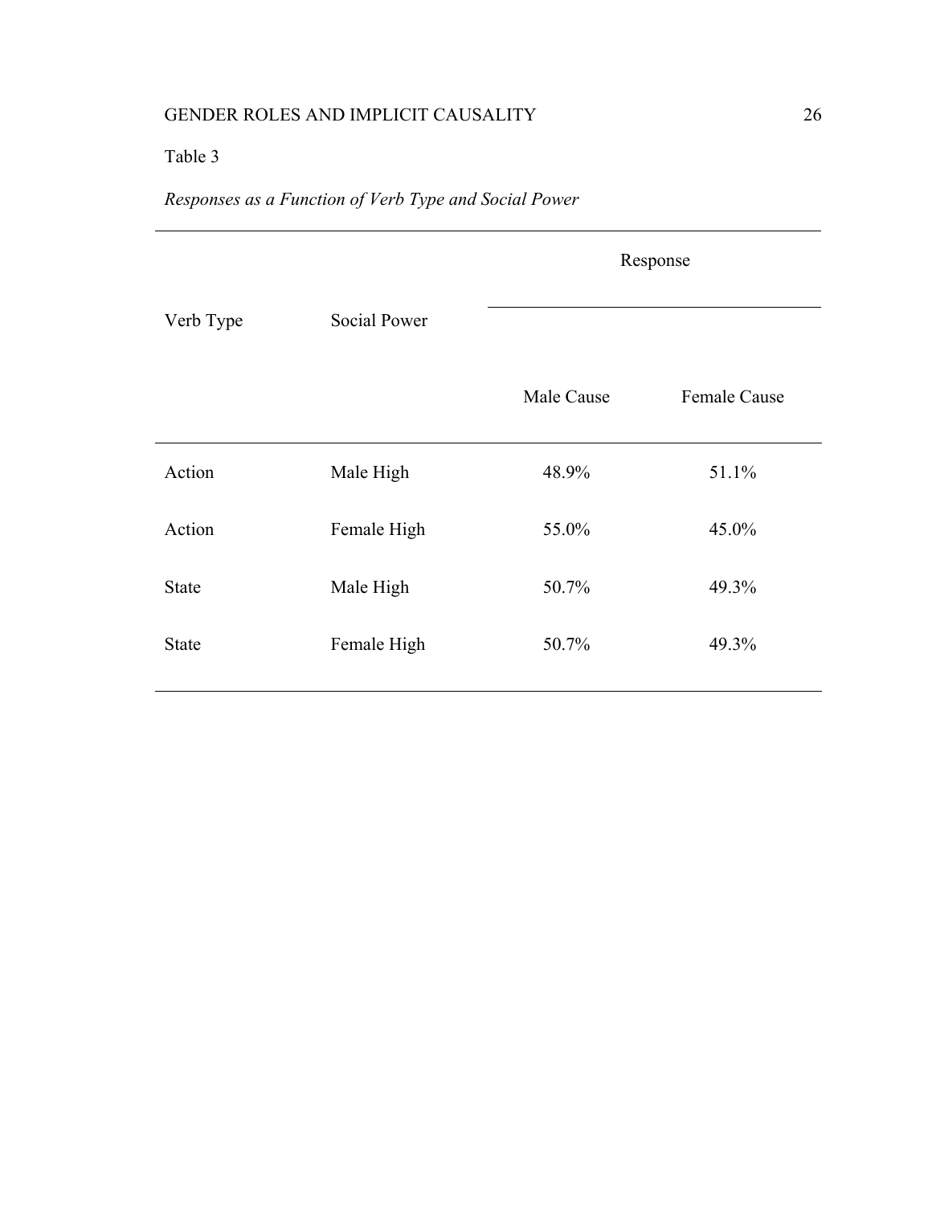Table 3

*Responses as a Function of Verb Type and Social Power*

| Verb Type | Social Power | Response | |
|---|---|---|---|
| | | Male Cause | Female Cause |
| Action | Male High | 48.9% | 51.1% |
| Action | Female High | 55.0% | 45.0% |
| State | Male High | 50.7% | 49.3% |
| State | Female High | 50.7% | 49.3% |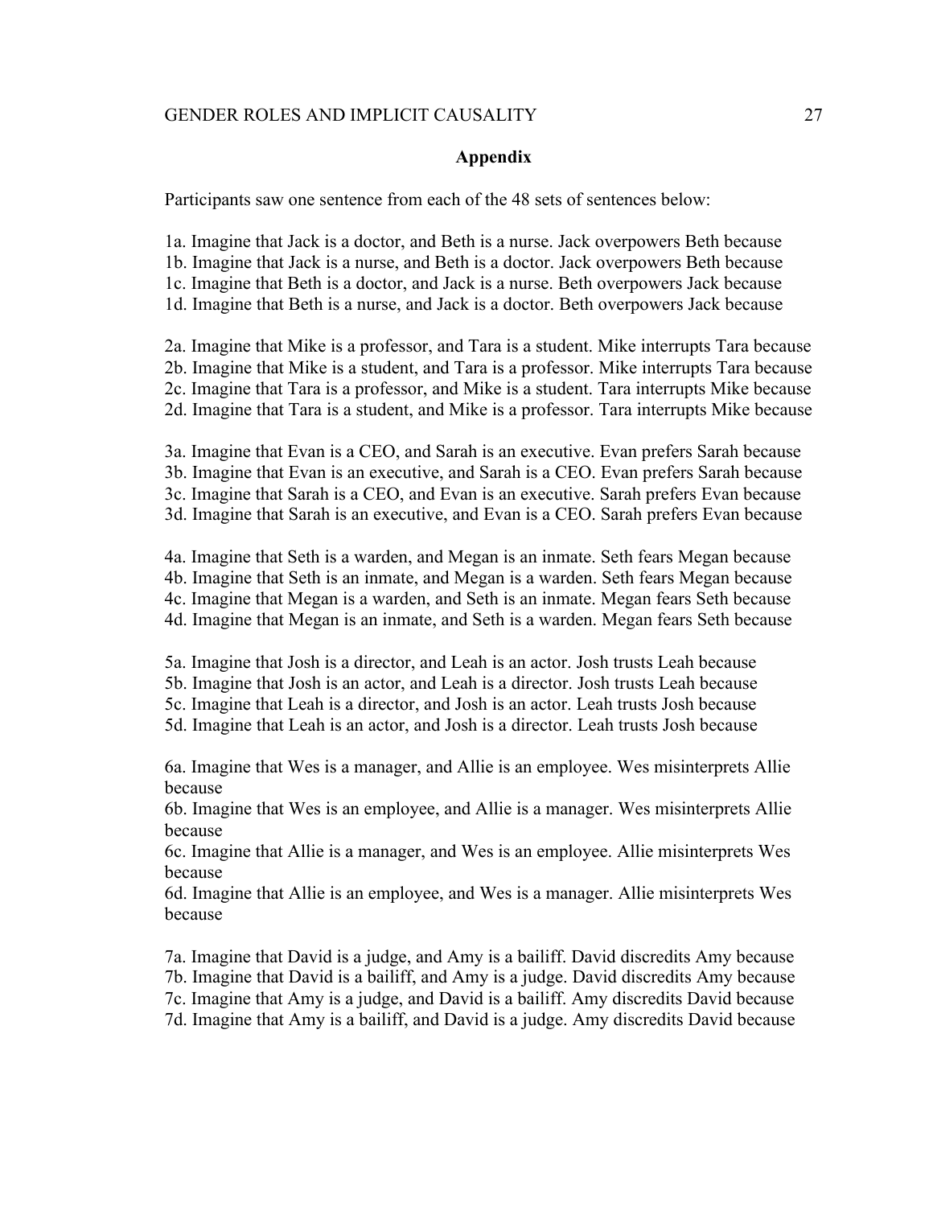## Appendix

Participants saw one sentence from each of the 48 sets of sentences below:

1a. Imagine that Jack is a doctor, and Beth is a nurse. Jack overpowers Beth because
1b. Imagine that Jack is a nurse, and Beth is a doctor. Jack overpowers Beth because
1c. Imagine that Beth is a doctor, and Jack is a nurse. Beth overpowers Jack because
1d. Imagine that Beth is a nurse, and Jack is a doctor. Beth overpowers Jack because

2a. Imagine that Mike is a professor, and Tara is a student. Mike interrupts Tara because
2b. Imagine that Mike is a student, and Tara is a professor. Mike interrupts Tara because
2c. Imagine that Tara is a professor, and Mike is a student. Tara interrupts Mike because
2d. Imagine that Tara is a student, and Mike is a professor. Tara interrupts Mike because

3a. Imagine that Evan is a CEO, and Sarah is an executive. Evan prefers Sarah because
3b. Imagine that Evan is an executive, and Sarah is a CEO. Evan prefers Sarah because
3c. Imagine that Sarah is a CEO, and Evan is an executive. Sarah prefers Evan because
3d. Imagine that Sarah is an executive, and Evan is a CEO. Sarah prefers Evan because

4a. Imagine that Seth is a warden, and Megan is an inmate. Seth fears Megan because
4b. Imagine that Seth is an inmate, and Megan is a warden. Seth fears Megan because
4c. Imagine that Megan is a warden, and Seth is an inmate. Megan fears Seth because
4d. Imagine that Megan is an inmate, and Seth is a warden. Megan fears Seth because

5a. Imagine that Josh is a director, and Leah is an actor. Josh trusts Leah because
5b. Imagine that Josh is an actor, and Leah is a director. Josh trusts Leah because
5c. Imagine that Leah is a director, and Josh is an actor. Leah trusts Josh because
5d. Imagine that Leah is an actor, and Josh is a director. Leah trusts Josh because

6a. Imagine that Wes is a manager, and Allie is an employee. Wes misinterprets Allie because
6b. Imagine that Wes is an employee, and Allie is a manager. Wes misinterprets Allie because
6c. Imagine that Allie is a manager, and Wes is an employee. Allie misinterprets Wes because
6d. Imagine that Allie is an employee, and Wes is a manager. Allie misinterprets Wes because

7a. Imagine that David is a judge, and Amy is a bailiff. David discredits Amy because
7b. Imagine that David is a bailiff, and Amy is a judge. David discredits Amy because
7c. Imagine that Amy is a judge, and David is a bailiff. Amy discredits David because
7d. Imagine that Amy is a bailiff, and David is a judge. Amy discredits David because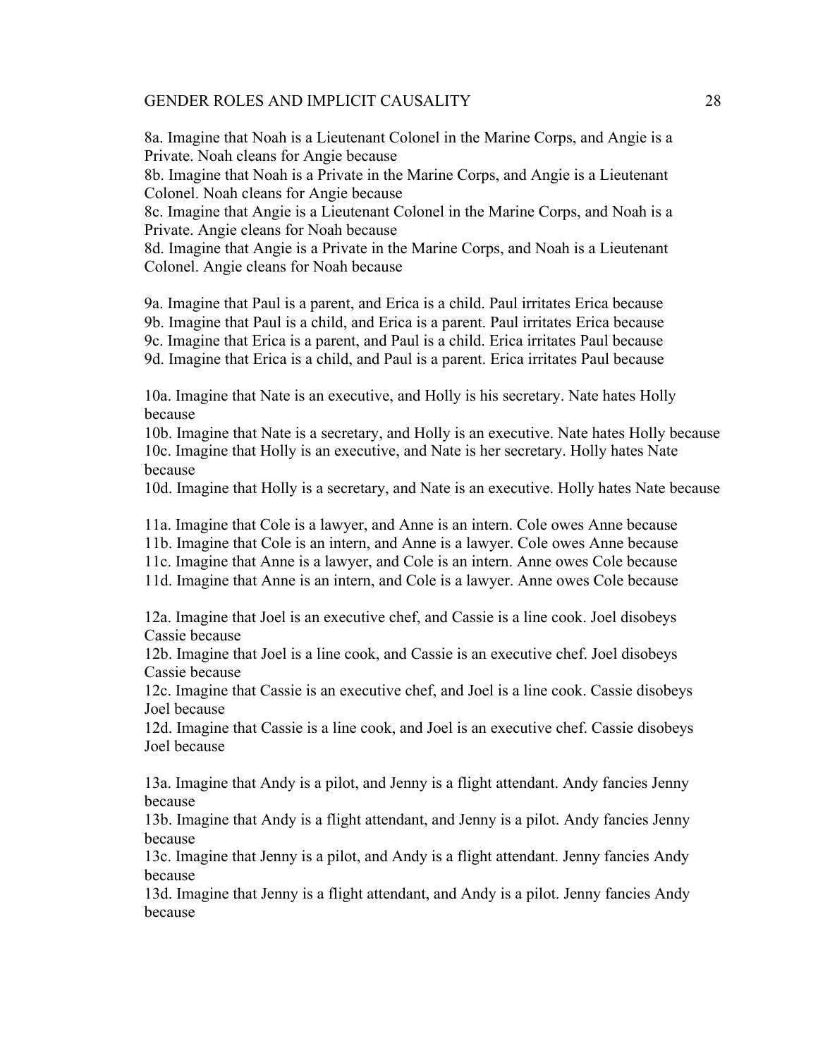8a. Imagine that Noah is a Lieutenant Colonel in the Marine Corps, and Angie is a Private. Noah cleans for Angie because
8b. Imagine that Noah is a Private in the Marine Corps, and Angie is a Lieutenant Colonel. Noah cleans for Angie because
8c. Imagine that Angie is a Lieutenant Colonel in the Marine Corps, and Noah is a Private. Angie cleans for Noah because
8d. Imagine that Angie is a Private in the Marine Corps, and Noah is a Lieutenant Colonel. Angie cleans for Noah because

9a. Imagine that Paul is a parent, and Erica is a child. Paul irritates Erica because
9b. Imagine that Paul is a child, and Erica is a parent. Paul irritates Erica because
9c. Imagine that Erica is a parent, and Paul is a child. Erica irritates Paul because
9d. Imagine that Erica is a child, and Paul is a parent. Erica irritates Paul because

10a. Imagine that Nate is an executive, and Holly is his secretary. Nate hates Holly because
10b. Imagine that Nate is a secretary, and Holly is an executive. Nate hates Holly because
10c. Imagine that Holly is an executive, and Nate is her secretary. Holly hates Nate because
10d. Imagine that Holly is a secretary, and Nate is an executive. Holly hates Nate because

11a. Imagine that Cole is a lawyer, and Anne is an intern. Cole owes Anne because
11b. Imagine that Cole is an intern, and Anne is a lawyer. Cole owes Anne because
11c. Imagine that Anne is a lawyer, and Cole is an intern. Anne owes Cole because
11d. Imagine that Anne is an intern, and Cole is a lawyer. Anne owes Cole because

12a. Imagine that Joel is an executive chef, and Cassie is a line cook. Joel disobeys Cassie because
12b. Imagine that Joel is a line cook, and Cassie is an executive chef. Joel disobeys Cassie because
12c. Imagine that Cassie is an executive chef, and Joel is a line cook. Cassie disobeys Joel because
12d. Imagine that Cassie is a line cook, and Joel is an executive chef. Cassie disobeys Joel because

13a. Imagine that Andy is a pilot, and Jenny is a flight attendant. Andy fancies Jenny because
13b. Imagine that Andy is a flight attendant, and Jenny is a pilot. Andy fancies Jenny because
13c. Imagine that Jenny is a pilot, and Andy is a flight attendant. Jenny fancies Andy because
13d. Imagine that Jenny is a flight attendant, and Andy is a pilot. Jenny fancies Andy because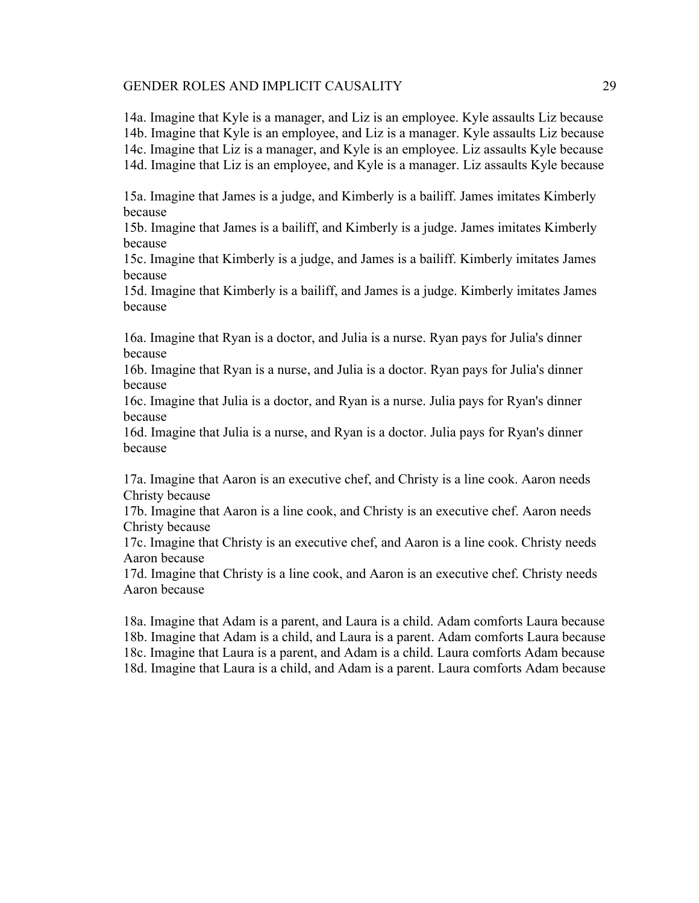14a. Imagine that Kyle is a manager, and Liz is an employee. Kyle assaults Liz because
14b. Imagine that Kyle is an employee, and Liz is a manager. Kyle assaults Liz because
14c. Imagine that Liz is a manager, and Kyle is an employee. Liz assaults Kyle because
14d. Imagine that Liz is an employee, and Kyle is a manager. Liz assaults Kyle because

15a. Imagine that James is a judge, and Kimberly is a bailiff. James imitates Kimberly because
15b. Imagine that James is a bailiff, and Kimberly is a judge. James imitates Kimberly because
15c. Imagine that Kimberly is a judge, and James is a bailiff. Kimberly imitates James because
15d. Imagine that Kimberly is a bailiff, and James is a judge. Kimberly imitates James because

16a. Imagine that Ryan is a doctor, and Julia is a nurse. Ryan pays for Julia's dinner because
16b. Imagine that Ryan is a nurse, and Julia is a doctor. Ryan pays for Julia's dinner because
16c. Imagine that Julia is a doctor, and Ryan is a nurse. Julia pays for Ryan's dinner because
16d. Imagine that Julia is a nurse, and Ryan is a doctor. Julia pays for Ryan's dinner because

17a. Imagine that Aaron is an executive chef, and Christy is a line cook. Aaron needs Christy because
17b. Imagine that Aaron is a line cook, and Christy is an executive chef. Aaron needs Christy because
17c. Imagine that Christy is an executive chef, and Aaron is a line cook. Christy needs Aaron because
17d. Imagine that Christy is a line cook, and Aaron is an executive chef. Christy needs Aaron because

18a. Imagine that Adam is a parent, and Laura is a child. Adam comforts Laura because
18b. Imagine that Adam is a child, and Laura is a parent. Adam comforts Laura because
18c. Imagine that Laura is a parent, and Adam is a child. Laura comforts Adam because
18d. Imagine that Laura is a child, and Adam is a parent. Laura comforts Adam because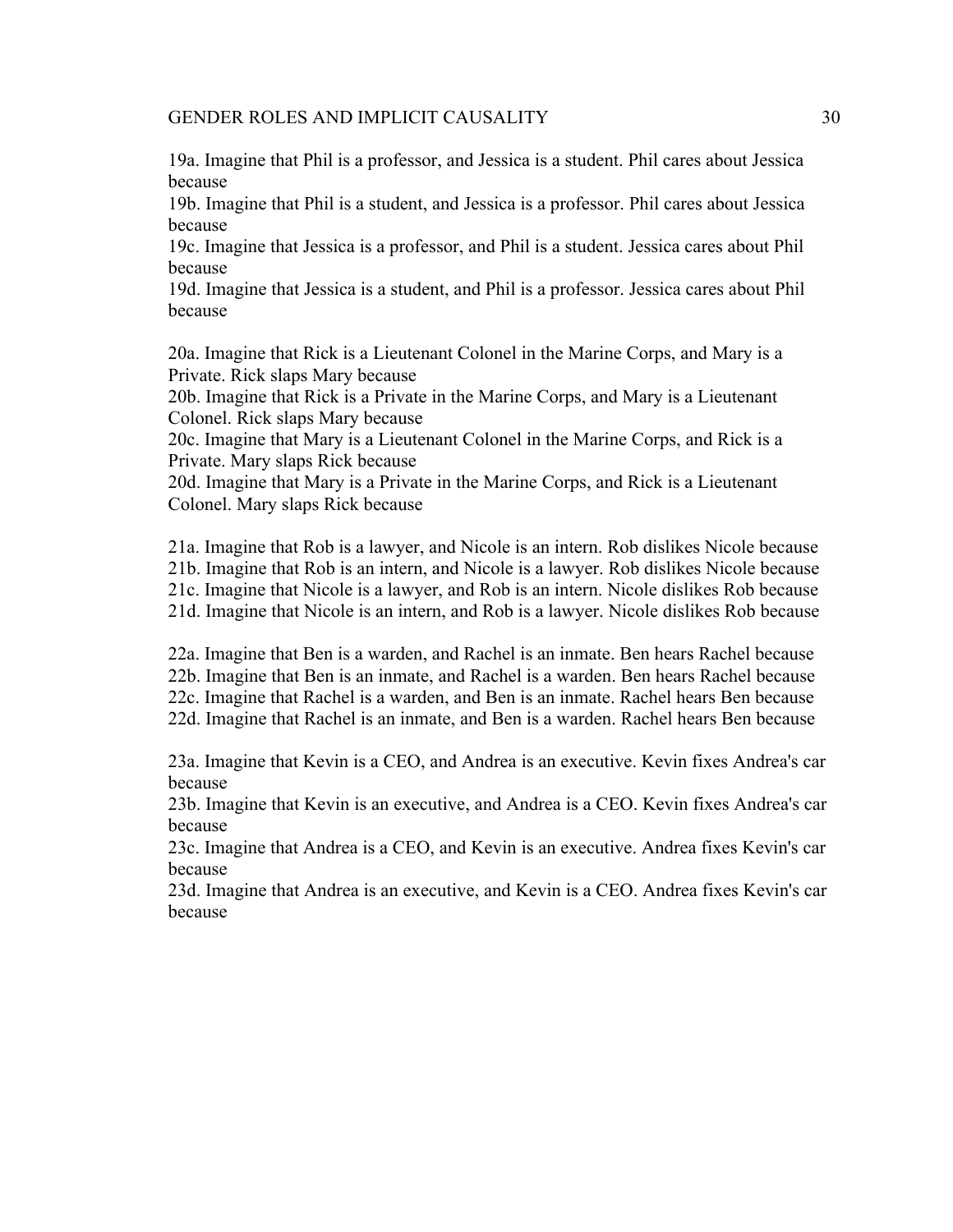19a. Imagine that Phil is a professor, and Jessica is a student. Phil cares about Jessica because

19b. Imagine that Phil is a student, and Jessica is a professor. Phil cares about Jessica because

19c. Imagine that Jessica is a professor, and Phil is a student. Jessica cares about Phil because

19d. Imagine that Jessica is a student, and Phil is a professor. Jessica cares about Phil because

20a. Imagine that Rick is a Lieutenant Colonel in the Marine Corps, and Mary is a Private. Rick slaps Mary because

20b. Imagine that Rick is a Private in the Marine Corps, and Mary is a Lieutenant Colonel. Rick slaps Mary because

20c. Imagine that Mary is a Lieutenant Colonel in the Marine Corps, and Rick is a Private. Mary slaps Rick because

20d. Imagine that Mary is a Private in the Marine Corps, and Rick is a Lieutenant Colonel. Mary slaps Rick because

21a. Imagine that Rob is a lawyer, and Nicole is an intern. Rob dislikes Nicole because

21b. Imagine that Rob is an intern, and Nicole is a lawyer. Rob dislikes Nicole because

21c. Imagine that Nicole is a lawyer, and Rob is an intern. Nicole dislikes Rob because

21d. Imagine that Nicole is an intern, and Rob is a lawyer. Nicole dislikes Rob because

22a. Imagine that Ben is a warden, and Rachel is an inmate. Ben hears Rachel because

22b. Imagine that Ben is an inmate, and Rachel is a warden. Ben hears Rachel because

22c. Imagine that Rachel is a warden, and Ben is an inmate. Rachel hears Ben because

22d. Imagine that Rachel is an inmate, and Ben is a warden. Rachel hears Ben because

23a. Imagine that Kevin is a CEO, and Andrea is an executive. Kevin fixes Andrea's car because

23b. Imagine that Kevin is an executive, and Andrea is a CEO. Kevin fixes Andrea's car because

23c. Imagine that Andrea is a CEO, and Kevin is an executive. Andrea fixes Kevin's car because

23d. Imagine that Andrea is an executive, and Kevin is a CEO. Andrea fixes Kevin's car because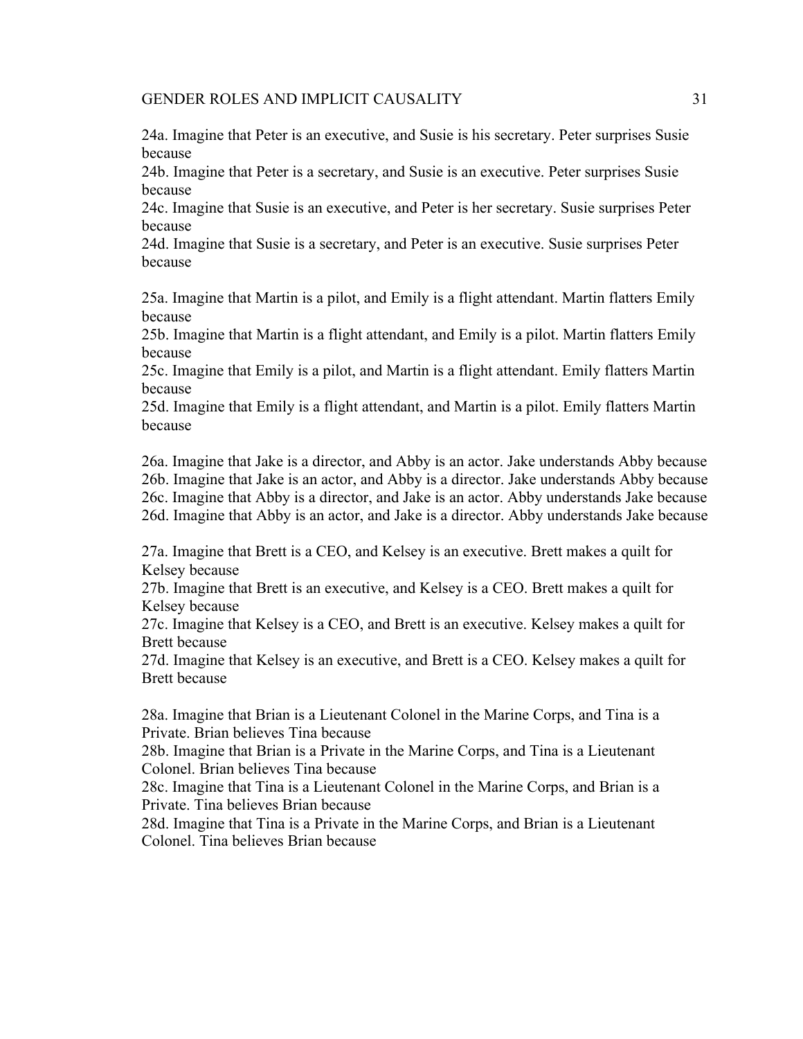24a. Imagine that Peter is an executive, and Susie is his secretary. Peter surprises Susie because
24b. Imagine that Peter is a secretary, and Susie is an executive. Peter surprises Susie because
24c. Imagine that Susie is an executive, and Peter is her secretary. Susie surprises Peter because
24d. Imagine that Susie is a secretary, and Peter is an executive. Susie surprises Peter because

25a. Imagine that Martin is a pilot, and Emily is a flight attendant. Martin flatters Emily because
25b. Imagine that Martin is a flight attendant, and Emily is a pilot. Martin flatters Emily because
25c. Imagine that Emily is a pilot, and Martin is a flight attendant. Emily flatters Martin because
25d. Imagine that Emily is a flight attendant, and Martin is a pilot. Emily flatters Martin because

26a. Imagine that Jake is a director, and Abby is an actor. Jake understands Abby because
26b. Imagine that Jake is an actor, and Abby is a director. Jake understands Abby because
26c. Imagine that Abby is a director, and Jake is an actor. Abby understands Jake because
26d. Imagine that Abby is an actor, and Jake is a director. Abby understands Jake because

27a. Imagine that Brett is a CEO, and Kelsey is an executive. Brett makes a quilt for Kelsey because
27b. Imagine that Brett is an executive, and Kelsey is a CEO. Brett makes a quilt for Kelsey because
27c. Imagine that Kelsey is a CEO, and Brett is an executive. Kelsey makes a quilt for Brett because
27d. Imagine that Kelsey is an executive, and Brett is a CEO. Kelsey makes a quilt for Brett because

28a. Imagine that Brian is a Lieutenant Colonel in the Marine Corps, and Tina is a Private. Brian believes Tina because
28b. Imagine that Brian is a Private in the Marine Corps, and Tina is a Lieutenant Colonel. Brian believes Tina because
28c. Imagine that Tina is a Lieutenant Colonel in the Marine Corps, and Brian is a Private. Tina believes Brian because
28d. Imagine that Tina is a Private in the Marine Corps, and Brian is a Lieutenant Colonel. Tina believes Brian because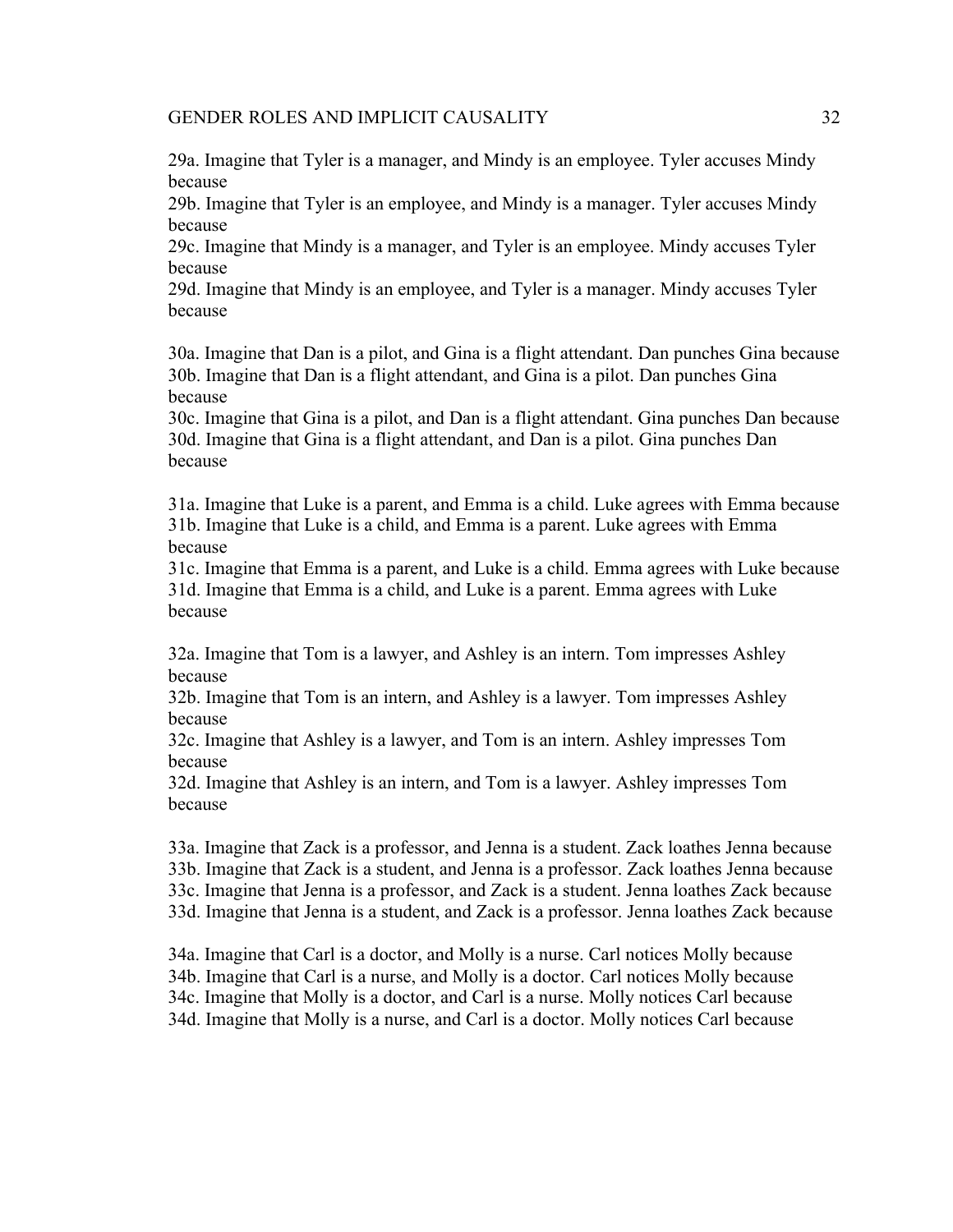29a. Imagine that Tyler is a manager, and Mindy is an employee. Tyler accuses Mindy because
29b. Imagine that Tyler is an employee, and Mindy is a manager. Tyler accuses Mindy because
29c. Imagine that Mindy is a manager, and Tyler is an employee. Mindy accuses Tyler because
29d. Imagine that Mindy is an employee, and Tyler is a manager. Mindy accuses Tyler because

30a. Imagine that Dan is a pilot, and Gina is a flight attendant. Dan punches Gina because
30b. Imagine that Dan is a flight attendant, and Gina is a pilot. Dan punches Gina because
30c. Imagine that Gina is a pilot, and Dan is a flight attendant. Gina punches Dan because
30d. Imagine that Gina is a flight attendant, and Dan is a pilot. Gina punches Dan because

31a. Imagine that Luke is a parent, and Emma is a child. Luke agrees with Emma because
31b. Imagine that Luke is a child, and Emma is a parent. Luke agrees with Emma because
31c. Imagine that Emma is a parent, and Luke is a child. Emma agrees with Luke because
31d. Imagine that Emma is a child, and Luke is a parent. Emma agrees with Luke because

32a. Imagine that Tom is a lawyer, and Ashley is an intern. Tom impresses Ashley because
32b. Imagine that Tom is an intern, and Ashley is a lawyer. Tom impresses Ashley because
32c. Imagine that Ashley is a lawyer, and Tom is an intern. Ashley impresses Tom because
32d. Imagine that Ashley is an intern, and Tom is a lawyer. Ashley impresses Tom because

33a. Imagine that Zack is a professor, and Jenna is a student. Zack loathes Jenna because
33b. Imagine that Zack is a student, and Jenna is a professor. Zack loathes Jenna because
33c. Imagine that Jenna is a professor, and Zack is a student. Jenna loathes Zack because
33d. Imagine that Jenna is a student, and Zack is a professor. Jenna loathes Zack because

34a. Imagine that Carl is a doctor, and Molly is a nurse. Carl notices Molly because
34b. Imagine that Carl is a nurse, and Molly is a doctor. Carl notices Molly because
34c. Imagine that Molly is a doctor, and Carl is a nurse. Molly notices Carl because
34d. Imagine that Molly is a nurse, and Carl is a doctor. Molly notices Carl because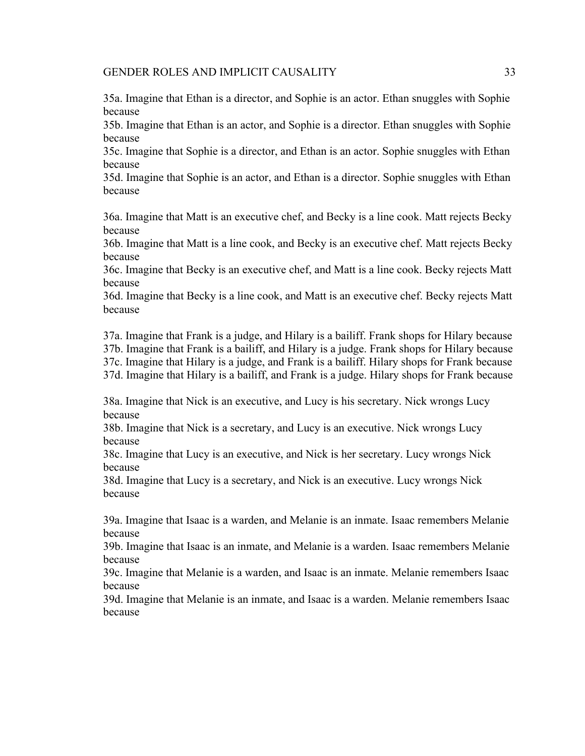35a. Imagine that Ethan is a director, and Sophie is an actor. Ethan snuggles with Sophie because
35b. Imagine that Ethan is an actor, and Sophie is a director. Ethan snuggles with Sophie because
35c. Imagine that Sophie is a director, and Ethan is an actor. Sophie snuggles with Ethan because
35d. Imagine that Sophie is an actor, and Ethan is a director. Sophie snuggles with Ethan because

36a. Imagine that Matt is an executive chef, and Becky is a line cook. Matt rejects Becky because
36b. Imagine that Matt is a line cook, and Becky is an executive chef. Matt rejects Becky because
36c. Imagine that Becky is an executive chef, and Matt is a line cook. Becky rejects Matt because
36d. Imagine that Becky is a line cook, and Matt is an executive chef. Becky rejects Matt because

37a. Imagine that Frank is a judge, and Hilary is a bailiff. Frank shops for Hilary because
37b. Imagine that Frank is a bailiff, and Hilary is a judge. Frank shops for Hilary because
37c. Imagine that Hilary is a judge, and Frank is a bailiff. Hilary shops for Frank because
37d. Imagine that Hilary is a bailiff, and Frank is a judge. Hilary shops for Frank because

38a. Imagine that Nick is an executive, and Lucy is his secretary. Nick wrongs Lucy because
38b. Imagine that Nick is a secretary, and Lucy is an executive. Nick wrongs Lucy because
38c. Imagine that Lucy is an executive, and Nick is her secretary. Lucy wrongs Nick because
38d. Imagine that Lucy is a secretary, and Nick is an executive. Lucy wrongs Nick because

39a. Imagine that Isaac is a warden, and Melanie is an inmate. Isaac remembers Melanie because
39b. Imagine that Isaac is an inmate, and Melanie is a warden. Isaac remembers Melanie because
39c. Imagine that Melanie is a warden, and Isaac is an inmate. Melanie remembers Isaac because
39d. Imagine that Melanie is an inmate, and Isaac is a warden. Melanie remembers Isaac because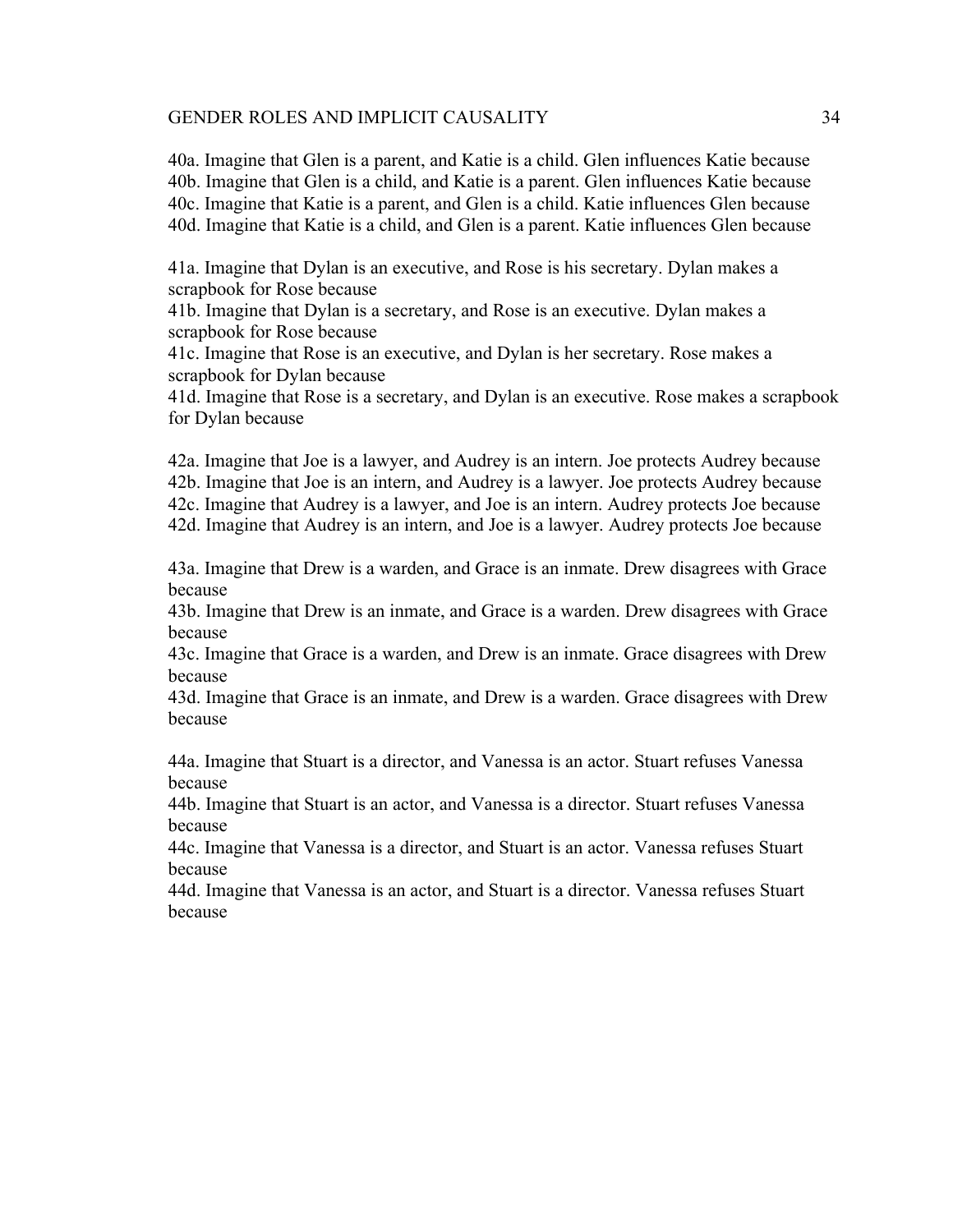40a. Imagine that Glen is a parent, and Katie is a child. Glen influences Katie because
40b. Imagine that Glen is a child, and Katie is a parent. Glen influences Katie because
40c. Imagine that Katie is a parent, and Glen is a child. Katie influences Glen because
40d. Imagine that Katie is a child, and Glen is a parent. Katie influences Glen because

41a. Imagine that Dylan is an executive, and Rose is his secretary. Dylan makes a scrapbook for Rose because
41b. Imagine that Dylan is a secretary, and Rose is an executive. Dylan makes a scrapbook for Rose because
41c. Imagine that Rose is an executive, and Dylan is her secretary. Rose makes a scrapbook for Dylan because
41d. Imagine that Rose is a secretary, and Dylan is an executive. Rose makes a scrapbook for Dylan because

42a. Imagine that Joe is a lawyer, and Audrey is an intern. Joe protects Audrey because
42b. Imagine that Joe is an intern, and Audrey is a lawyer. Joe protects Audrey because
42c. Imagine that Audrey is a lawyer, and Joe is an intern. Audrey protects Joe because
42d. Imagine that Audrey is an intern, and Joe is a lawyer. Audrey protects Joe because

43a. Imagine that Drew is a warden, and Grace is an inmate. Drew disagrees with Grace because
43b. Imagine that Drew is an inmate, and Grace is a warden. Drew disagrees with Grace because
43c. Imagine that Grace is a warden, and Drew is an inmate. Grace disagrees with Drew because
43d. Imagine that Grace is an inmate, and Drew is a warden. Grace disagrees with Drew because

44a. Imagine that Stuart is a director, and Vanessa is an actor. Stuart refuses Vanessa because
44b. Imagine that Stuart is an actor, and Vanessa is a director. Stuart refuses Vanessa because
44c. Imagine that Vanessa is a director, and Stuart is an actor. Vanessa refuses Stuart because
44d. Imagine that Vanessa is an actor, and Stuart is a director. Vanessa refuses Stuart because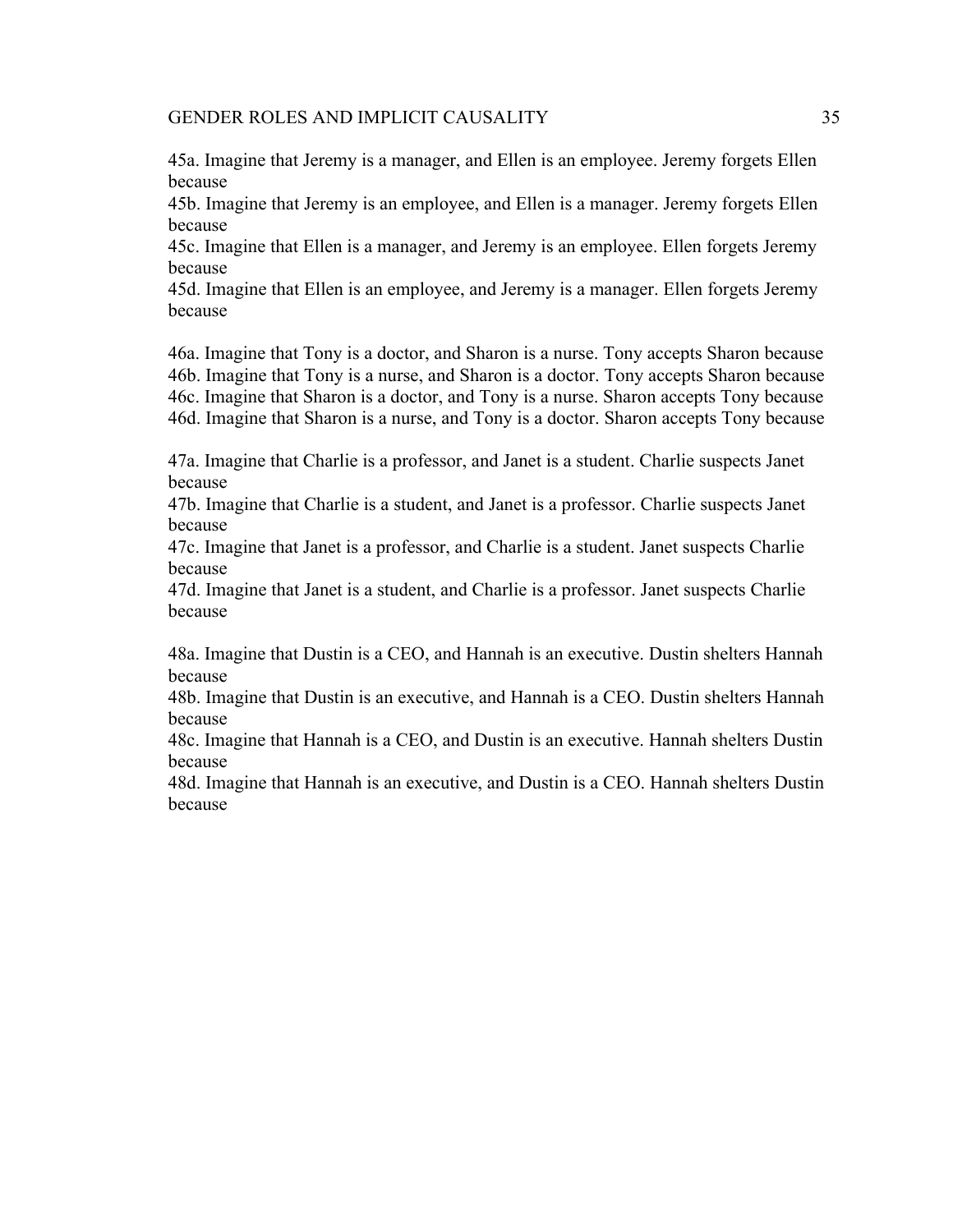45a. Imagine that Jeremy is a manager, and Ellen is an employee. Jeremy forgets Ellen because
45b. Imagine that Jeremy is an employee, and Ellen is a manager. Jeremy forgets Ellen because
45c. Imagine that Ellen is a manager, and Jeremy is an employee. Ellen forgets Jeremy because
45d. Imagine that Ellen is an employee, and Jeremy is a manager. Ellen forgets Jeremy because

46a. Imagine that Tony is a doctor, and Sharon is a nurse. Tony accepts Sharon because
46b. Imagine that Tony is a nurse, and Sharon is a doctor. Tony accepts Sharon because
46c. Imagine that Sharon is a doctor, and Tony is a nurse. Sharon accepts Tony because
46d. Imagine that Sharon is a nurse, and Tony is a doctor. Sharon accepts Tony because

47a. Imagine that Charlie is a professor, and Janet is a student. Charlie suspects Janet because
47b. Imagine that Charlie is a student, and Janet is a professor. Charlie suspects Janet because
47c. Imagine that Janet is a professor, and Charlie is a student. Janet suspects Charlie because
47d. Imagine that Janet is a student, and Charlie is a professor. Janet suspects Charlie because

48a. Imagine that Dustin is a CEO, and Hannah is an executive. Dustin shelters Hannah because
48b. Imagine that Dustin is an executive, and Hannah is a CEO. Dustin shelters Hannah because
48c. Imagine that Hannah is a CEO, and Dustin is an executive. Hannah shelters Dustin because
48d. Imagine that Hannah is an executive, and Dustin is a CEO. Hannah shelters Dustin because